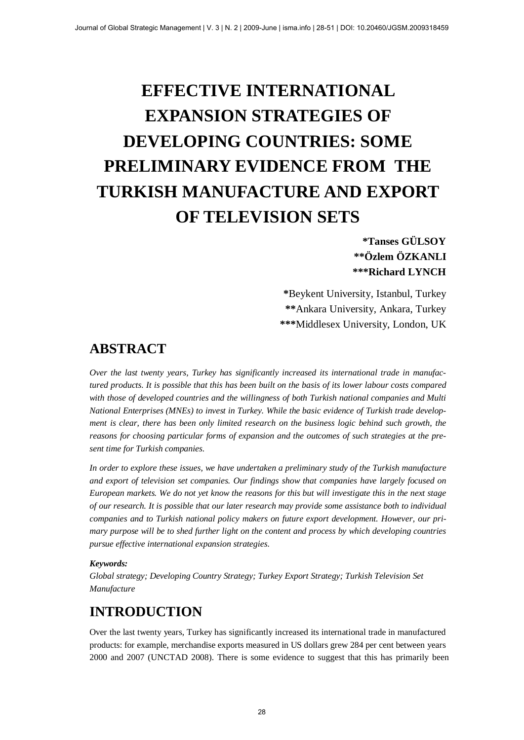# EFFECTIVE INTERNATIONAL EXPANSION STRATEGIES OF DEVELOPING COUNTRIES: SOME PRELIMINARY EVIDENCE FROM THE TURKISH MANUFACTURE AND EXPORT OF TELEVISION SETS

**\*Tanses GÜLSOY**
**\*\*Özlem ÖZKANLI**
**\*\*\*Richard LYNCH**

**\***Beykent University, Istanbul, Turkey
**\*\***Ankara University, Ankara, Turkey
**\*\*\***Middlesex University, London, UK

## ABSTRACT

*Over the last twenty years, Turkey has significantly increased its international trade in manufactured products. It is possible that this has been built on the basis of its lower labour costs compared with those of developed countries and the willingness of both Turkish national companies and Multi National Enterprises (MNEs) to invest in Turkey. While the basic evidence of Turkish trade development is clear, there has been only limited research on the business logic behind such growth, the reasons for choosing particular forms of expansion and the outcomes of such strategies at the present time for Turkish companies.*

*In order to explore these issues, we have undertaken a preliminary study of the Turkish manufacture and export of television set companies. Our findings show that companies have largely focused on European markets. We do not yet know the reasons for this but will investigate this in the next stage of our research. It is possible that our later research may provide some assistance both to individual companies and to Turkish national policy makers on future export development. However, our primary purpose will be to shed further light on the content and process by which developing countries pursue effective international expansion strategies.*

***Keywords:***
*Global strategy; Developing Country Strategy; Turkey Export Strategy; Turkish Television Set Manufacture*

## INTRODUCTION

Over the last twenty years, Turkey has significantly increased its international trade in manufactured products: for example, merchandise exports measured in US dollars grew 284 per cent between years 2000 and 2007 (UNCTAD 2008). There is some evidence to suggest that this has primarily been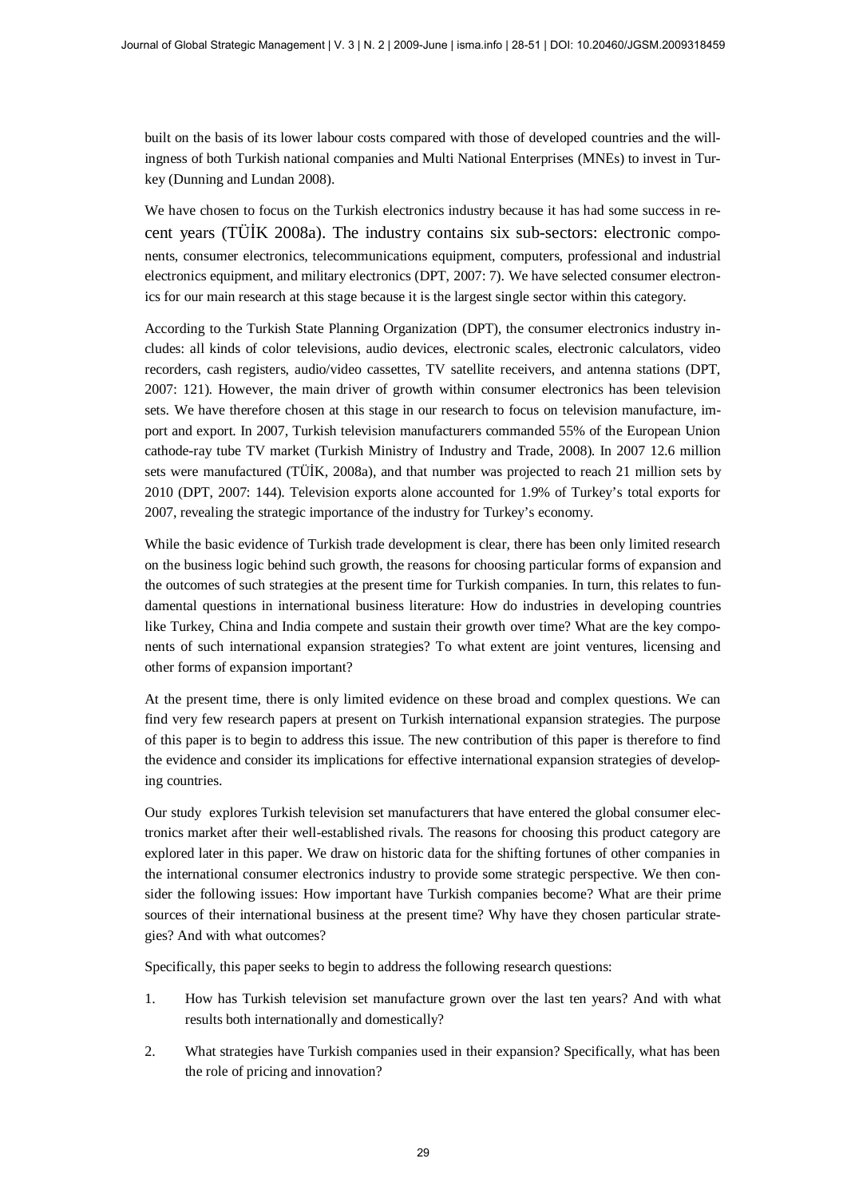built on the basis of its lower labour costs compared with those of developed countries and the willingness of both Turkish national companies and Multi National Enterprises (MNEs) to invest in Turkey (Dunning and Lundan 2008).

We have chosen to focus on the Turkish electronics industry because it has had some success in recent years (TÜİK 2008a). The industry contains six sub-sectors: electronic components, consumer electronics, telecommunications equipment, computers, professional and industrial electronics equipment, and military electronics (DPT, 2007: 7). We have selected consumer electronics for our main research at this stage because it is the largest single sector within this category.

According to the Turkish State Planning Organization (DPT), the consumer electronics industry includes: all kinds of color televisions, audio devices, electronic scales, electronic calculators, video recorders, cash registers, audio/video cassettes, TV satellite receivers, and antenna stations (DPT, 2007: 121). However, the main driver of growth within consumer electronics has been television sets. We have therefore chosen at this stage in our research to focus on television manufacture, import and export. In 2007, Turkish television manufacturers commanded 55% of the European Union cathode-ray tube TV market (Turkish Ministry of Industry and Trade, 2008). In 2007 12.6 million sets were manufactured (TÜİK, 2008a), and that number was projected to reach 21 million sets by 2010 (DPT, 2007: 144). Television exports alone accounted for 1.9% of Turkey's total exports for 2007, revealing the strategic importance of the industry for Turkey's economy.

While the basic evidence of Turkish trade development is clear, there has been only limited research on the business logic behind such growth, the reasons for choosing particular forms of expansion and the outcomes of such strategies at the present time for Turkish companies. In turn, this relates to fundamental questions in international business literature: How do industries in developing countries like Turkey, China and India compete and sustain their growth over time? What are the key components of such international expansion strategies? To what extent are joint ventures, licensing and other forms of expansion important?

At the present time, there is only limited evidence on these broad and complex questions. We can find very few research papers at present on Turkish international expansion strategies. The purpose of this paper is to begin to address this issue. The new contribution of this paper is therefore to find the evidence and consider its implications for effective international expansion strategies of developing countries.

Our study explores Turkish television set manufacturers that have entered the global consumer electronics market after their well-established rivals. The reasons for choosing this product category are explored later in this paper. We draw on historic data for the shifting fortunes of other companies in the international consumer electronics industry to provide some strategic perspective. We then consider the following issues: How important have Turkish companies become? What are their prime sources of their international business at the present time? Why have they chosen particular strategies? And with what outcomes?

Specifically, this paper seeks to begin to address the following research questions:

1. How has Turkish television set manufacture grown over the last ten years? And with what results both internationally and domestically?
2. What strategies have Turkish companies used in their expansion? Specifically, what has been the role of pricing and innovation?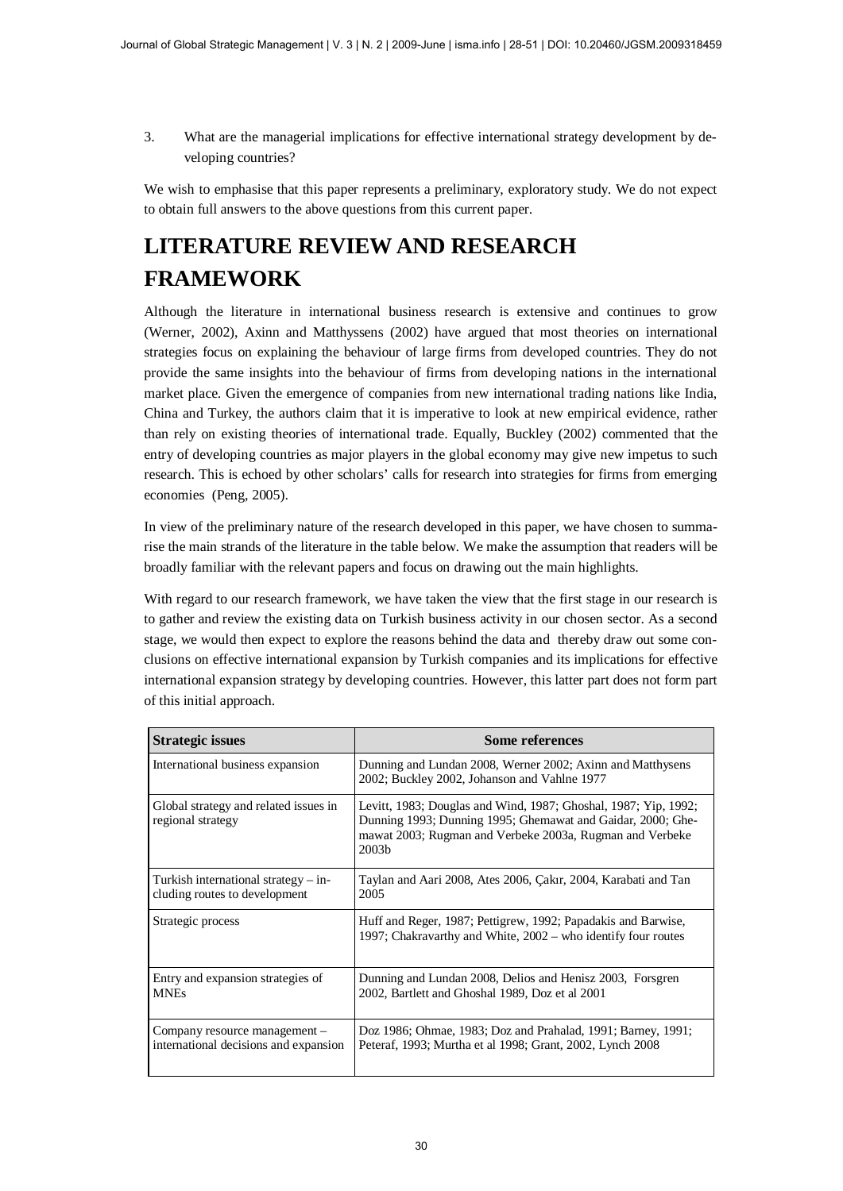3. What are the managerial implications for effective international strategy development by developing countries?

We wish to emphasise that this paper represents a preliminary, exploratory study. We do not expect to obtain full answers to the above questions from this current paper.

# LITERATURE REVIEW AND RESEARCH FRAMEWORK

Although the literature in international business research is extensive and continues to grow (Werner, 2002), Axinn and Matthyssens (2002) have argued that most theories on international strategies focus on explaining the behaviour of large firms from developed countries. They do not provide the same insights into the behaviour of firms from developing nations in the international market place. Given the emergence of companies from new international trading nations like India, China and Turkey, the authors claim that it is imperative to look at new empirical evidence, rather than rely on existing theories of international trade. Equally, Buckley (2002) commented that the entry of developing countries as major players in the global economy may give new impetus to such research. This is echoed by other scholars' calls for research into strategies for firms from emerging economies (Peng, 2005).

In view of the preliminary nature of the research developed in this paper, we have chosen to summarise the main strands of the literature in the table below. We make the assumption that readers will be broadly familiar with the relevant papers and focus on drawing out the main highlights.

With regard to our research framework, we have taken the view that the first stage in our research is to gather and review the existing data on Turkish business activity in our chosen sector. As a second stage, we would then expect to explore the reasons behind the data and thereby draw out some conclusions on effective international expansion by Turkish companies and its implications for effective international expansion strategy by developing countries. However, this latter part does not form part of this initial approach.

| Strategic issues | Some references |
|---|---|
| International business expansion | Dunning and Lundan 2008, Werner 2002; Axinn and Matthysens 2002; Buckley 2002, Johanson and Vahlne 1977 |
| Global strategy and related issues in regional strategy | Levitt, 1983; Douglas and Wind, 1987; Ghoshal, 1987; Yip, 1992; Dunning 1993; Dunning 1995; Ghemawat and Gaidar, 2000; Ghemawat 2003; Rugman and Verbeke 2003a, Rugman and Verbeke 2003b |
| Turkish international strategy – including routes to development | Taylan and Aari 2008, Ates 2006, Çakır, 2004, Karabati and Tan 2005 |
| Strategic process | Huff and Reger, 1987; Pettigrew, 1992; Papadakis and Barwise, 1997; Chakravarthy and White, 2002 – who identify four routes |
| Entry and expansion strategies of MNEs | Dunning and Lundan 2008, Delios and Henisz 2003, Forsgren 2002, Bartlett and Ghoshal 1989, Doz et al 2001 |
| Company resource management – international decisions and expansion | Doz 1986; Ohmae, 1983; Doz and Prahalad, 1991; Barney, 1991; Peteraf, 1993; Murtha et al 1998; Grant, 2002, Lynch 2008 |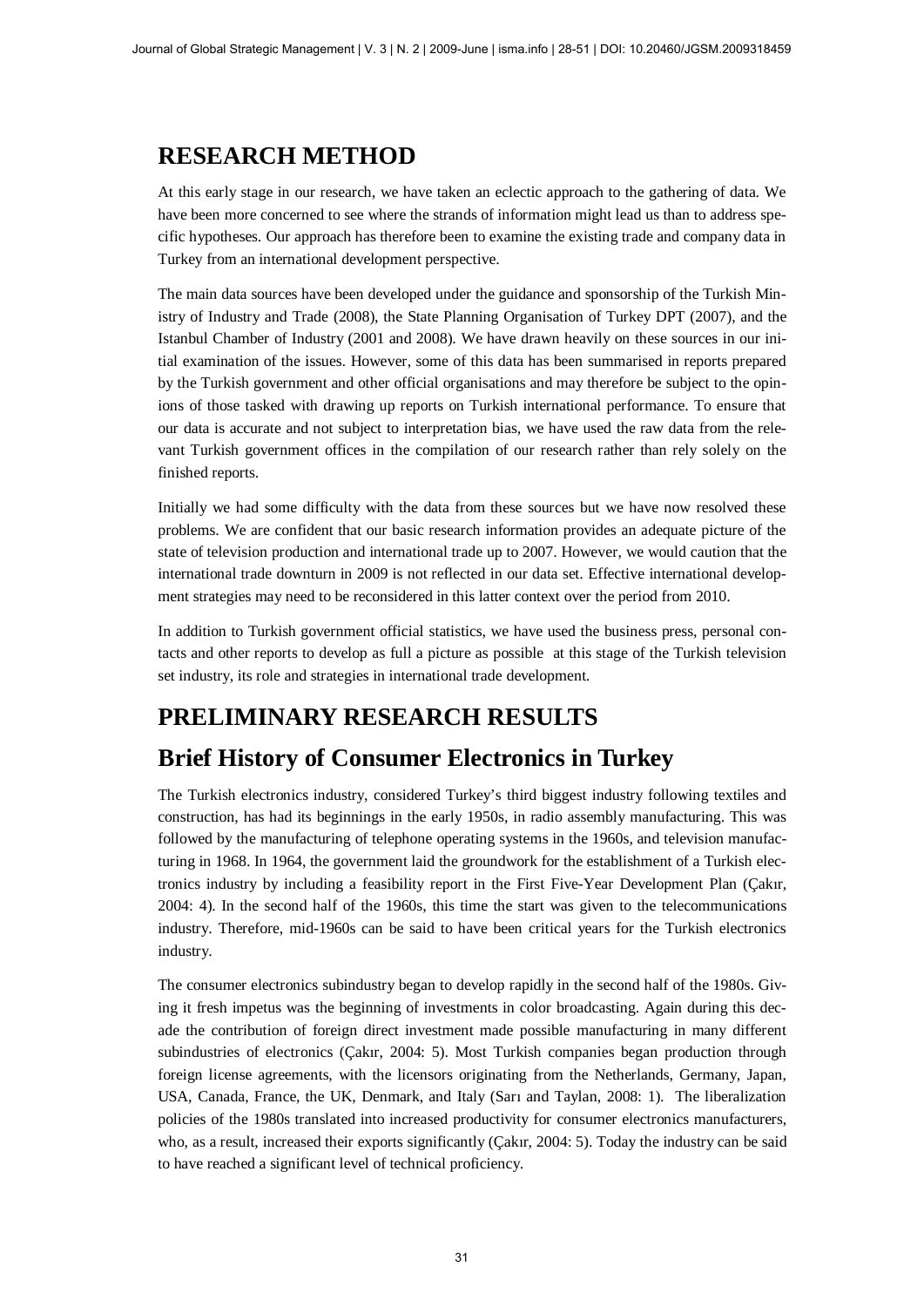## RESEARCH METHOD

At this early stage in our research, we have taken an eclectic approach to the gathering of data. We have been more concerned to see where the strands of information might lead us than to address specific hypotheses. Our approach has therefore been to examine the existing trade and company data in Turkey from an international development perspective.

The main data sources have been developed under the guidance and sponsorship of the Turkish Ministry of Industry and Trade (2008), the State Planning Organisation of Turkey DPT (2007), and the Istanbul Chamber of Industry (2001 and 2008). We have drawn heavily on these sources in our initial examination of the issues. However, some of this data has been summarised in reports prepared by the Turkish government and other official organisations and may therefore be subject to the opinions of those tasked with drawing up reports on Turkish international performance. To ensure that our data is accurate and not subject to interpretation bias, we have used the raw data from the relevant Turkish government offices in the compilation of our research rather than rely solely on the finished reports.

Initially we had some difficulty with the data from these sources but we have now resolved these problems. We are confident that our basic research information provides an adequate picture of the state of television production and international trade up to 2007. However, we would caution that the international trade downturn in 2009 is not reflected in our data set. Effective international development strategies may need to be reconsidered in this latter context over the period from 2010.

In addition to Turkish government official statistics, we have used the business press, personal contacts and other reports to develop as full a picture as possible at this stage of the Turkish television set industry, its role and strategies in international trade development.

## PRELIMINARY RESEARCH RESULTS

## Brief History of Consumer Electronics in Turkey

The Turkish electronics industry, considered Turkey's third biggest industry following textiles and construction, has had its beginnings in the early 1950s, in radio assembly manufacturing. This was followed by the manufacturing of telephone operating systems in the 1960s, and television manufacturing in 1968. In 1964, the government laid the groundwork for the establishment of a Turkish electronics industry by including a feasibility report in the First Five-Year Development Plan (Çakır, 2004: 4). In the second half of the 1960s, this time the start was given to the telecommunications industry. Therefore, mid-1960s can be said to have been critical years for the Turkish electronics industry.

The consumer electronics subindustry began to develop rapidly in the second half of the 1980s. Giving it fresh impetus was the beginning of investments in color broadcasting. Again during this decade the contribution of foreign direct investment made possible manufacturing in many different subindustries of electronics (Çakır, 2004: 5). Most Turkish companies began production through foreign license agreements, with the licensors originating from the Netherlands, Germany, Japan, USA, Canada, France, the UK, Denmark, and Italy (Sarı and Taylan, 2008: 1). The liberalization policies of the 1980s translated into increased productivity for consumer electronics manufacturers, who, as a result, increased their exports significantly (Çakır, 2004: 5). Today the industry can be said to have reached a significant level of technical proficiency.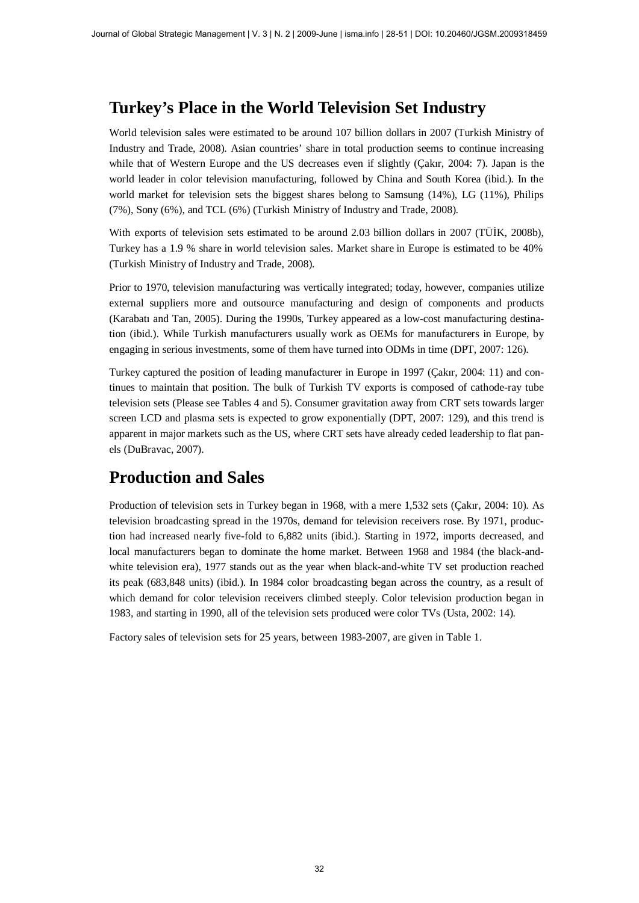## Turkey's Place in the World Television Set Industry

World television sales were estimated to be around 107 billion dollars in 2007 (Turkish Ministry of Industry and Trade, 2008). Asian countries' share in total production seems to continue increasing while that of Western Europe and the US decreases even if slightly (Çakır, 2004: 7). Japan is the world leader in color television manufacturing, followed by China and South Korea (ibid.). In the world market for television sets the biggest shares belong to Samsung (14%), LG (11%), Philips (7%), Sony (6%), and TCL (6%) (Turkish Ministry of Industry and Trade, 2008).

With exports of television sets estimated to be around 2.03 billion dollars in 2007 (TÜİK, 2008b), Turkey has a 1.9 % share in world television sales. Market share in Europe is estimated to be 40% (Turkish Ministry of Industry and Trade, 2008).

Prior to 1970, television manufacturing was vertically integrated; today, however, companies utilize external suppliers more and outsource manufacturing and design of components and products (Karabatı and Tan, 2005). During the 1990s, Turkey appeared as a low-cost manufacturing destination (ibid.). While Turkish manufacturers usually work as OEMs for manufacturers in Europe, by engaging in serious investments, some of them have turned into ODMs in time (DPT, 2007: 126).

Turkey captured the position of leading manufacturer in Europe in 1997 (Çakır, 2004: 11) and continues to maintain that position. The bulk of Turkish TV exports is composed of cathode-ray tube television sets (Please see Tables 4 and 5). Consumer gravitation away from CRT sets towards larger screen LCD and plasma sets is expected to grow exponentially (DPT, 2007: 129), and this trend is apparent in major markets such as the US, where CRT sets have already ceded leadership to flat panels (DuBravac, 2007).

## Production and Sales

Production of television sets in Turkey began in 1968, with a mere 1,532 sets (Çakır, 2004: 10). As television broadcasting spread in the 1970s, demand for television receivers rose. By 1971, production had increased nearly five-fold to 6,882 units (ibid.). Starting in 1972, imports decreased, and local manufacturers began to dominate the home market. Between 1968 and 1984 (the black-and-white television era), 1977 stands out as the year when black-and-white TV set production reached its peak (683,848 units) (ibid.). In 1984 color broadcasting began across the country, as a result of which demand for color television receivers climbed steeply. Color television production began in 1983, and starting in 1990, all of the television sets produced were color TVs (Usta, 2002: 14).

Factory sales of television sets for 25 years, between 1983-2007, are given in Table 1.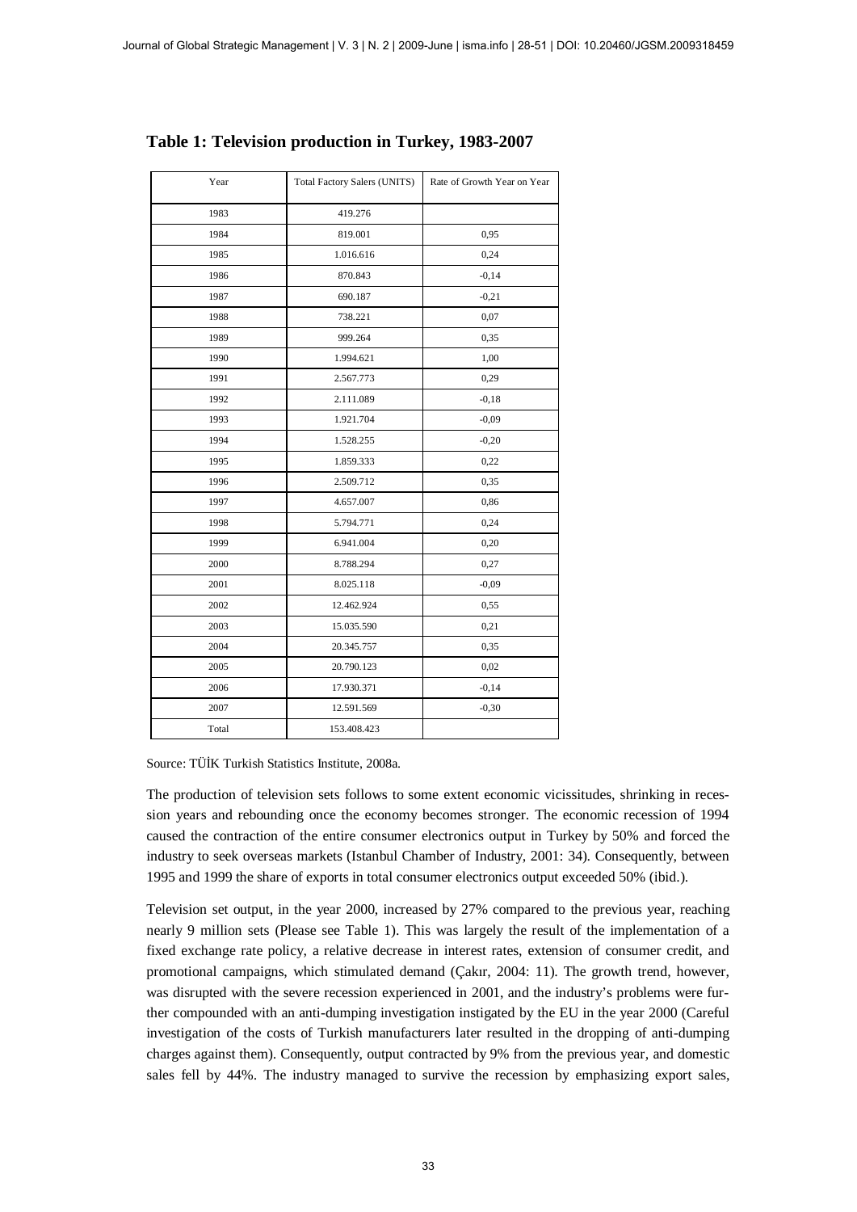**Table 1: Television production in Turkey, 1983-2007**

| Year | Total Factory Salers (UNITS) | Rate of Growth Year on Year |
|---|---|---|
| 1983 | 419.276 | |
| 1984 | 819.001 | 0,95 |
| 1985 | 1.016.616 | 0,24 |
| 1986 | 870.843 | -0,14 |
| 1987 | 690.187 | -0,21 |
| 1988 | 738.221 | 0,07 |
| 1989 | 999.264 | 0,35 |
| 1990 | 1.994.621 | 1,00 |
| 1991 | 2.567.773 | 0,29 |
| 1992 | 2.111.089 | -0,18 |
| 1993 | 1.921.704 | -0,09 |
| 1994 | 1.528.255 | -0,20 |
| 1995 | 1.859.333 | 0,22 |
| 1996 | 2.509.712 | 0,35 |
| 1997 | 4.657.007 | 0,86 |
| 1998 | 5.794.771 | 0,24 |
| 1999 | 6.941.004 | 0,20 |
| 2000 | 8.788.294 | 0,27 |
| 2001 | 8.025.118 | -0,09 |
| 2002 | 12.462.924 | 0,55 |
| 2003 | 15.035.590 | 0,21 |
| 2004 | 20.345.757 | 0,35 |
| 2005 | 20.790.123 | 0,02 |
| 2006 | 17.930.371 | -0,14 |
| 2007 | 12.591.569 | -0,30 |
| Total | 153.408.423 | |

Source: TÜİK Turkish Statistics Institute, 2008a.

The production of television sets follows to some extent economic vicissitudes, shrinking in recession years and rebounding once the economy becomes stronger. The economic recession of 1994 caused the contraction of the entire consumer electronics output in Turkey by 50% and forced the industry to seek overseas markets (Istanbul Chamber of Industry, 2001: 34). Consequently, between 1995 and 1999 the share of exports in total consumer electronics output exceeded 50% (ibid.).

Television set output, in the year 2000, increased by 27% compared to the previous year, reaching nearly 9 million sets (Please see Table 1). This was largely the result of the implementation of a fixed exchange rate policy, a relative decrease in interest rates, extension of consumer credit, and promotional campaigns, which stimulated demand (Çakır, 2004: 11). The growth trend, however, was disrupted with the severe recession experienced in 2001, and the industry's problems were further compounded with an anti-dumping investigation instigated by the EU in the year 2000 (Careful investigation of the costs of Turkish manufacturers later resulted in the dropping of anti-dumping charges against them). Consequently, output contracted by 9% from the previous year, and domestic sales fell by 44%. The industry managed to survive the recession by emphasizing export sales,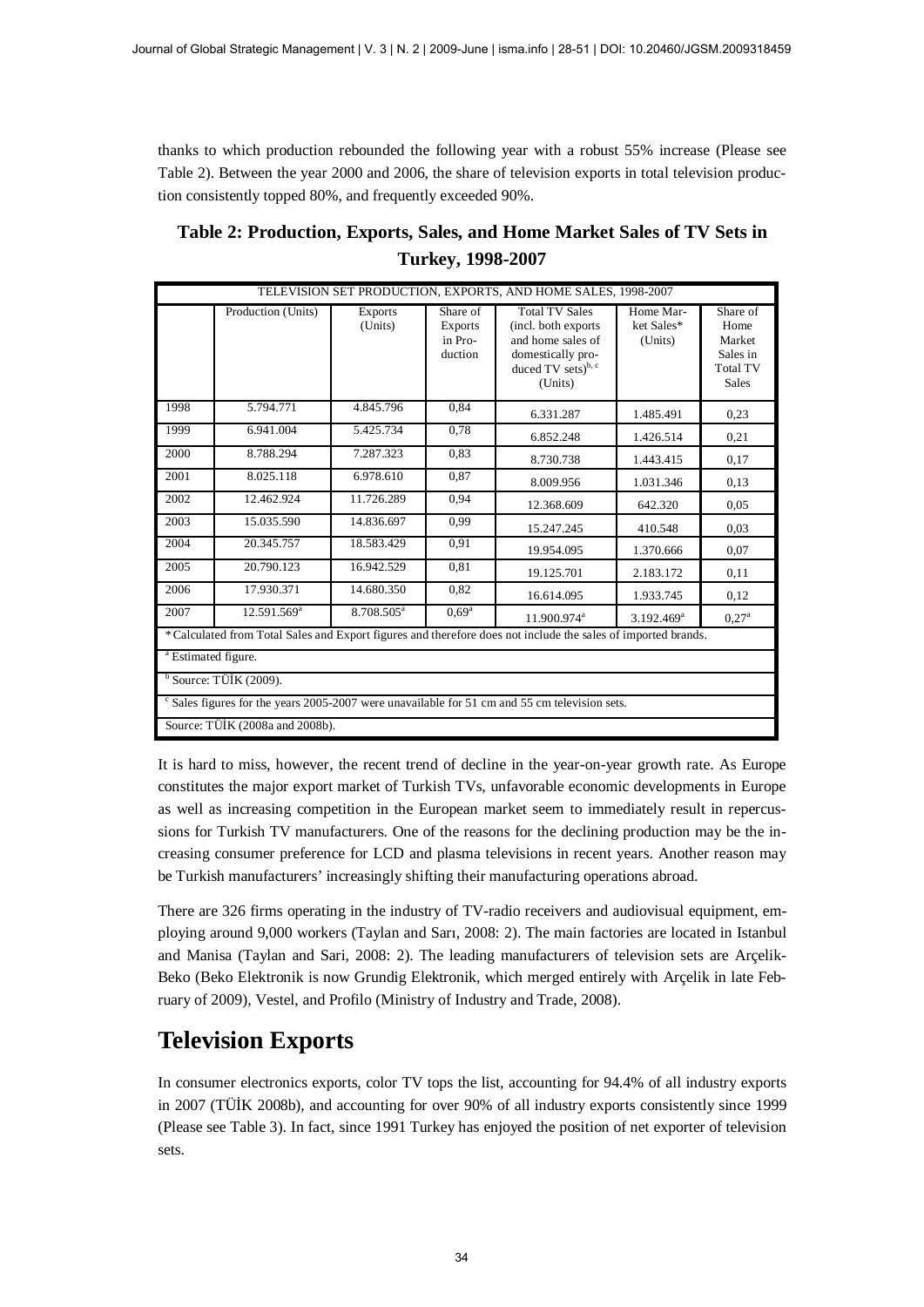thanks to which production rebounded the following year with a robust 55% increase (Please see Table 2). Between the year 2000 and 2006, the share of television exports in total television production consistently topped 80%, and frequently exceeded 90%.

**Table 2: Production, Exports, Sales, and Home Market Sales of TV Sets in Turkey, 1998-2007**

| TELEVISION SET PRODUCTION, EXPORTS, AND HOME SALES, 1998-2007 | | | | | | |
|---|---|---|---|---|---|---|
| | Production (Units) | Exports (Units) | Share of Exports in Production | Total TV Sales (incl. both exports and home sales of domestically produced TV sets)[b, c] (Units) | Home Market Sales* (Units) | Share of Home Market Sales in Total TV Sales |
| 1998 | 5.794.771 | 4.845.796 | 0,84 | 6.331.287 | 1.485.491 | 0,23 |
| 1999 | 6.941.004 | 5.425.734 | 0,78 | 6.852.248 | 1.426.514 | 0,21 |
| 2000 | 8.788.294 | 7.287.323 | 0,83 | 8.730.738 | 1.443.415 | 0,17 |
| 2001 | 8.025.118 | 6.978.610 | 0,87 | 8.009.956 | 1.031.346 | 0,13 |
| 2002 | 12.462.924 | 11.726.289 | 0,94 | 12.368.609 | 642.320 | 0,05 |
| 2003 | 15.035.590 | 14.836.697 | 0,99 | 15.247.245 | 410.548 | 0,03 |
| 2004 | 20.345.757 | 18.583.429 | 0,91 | 19.954.095 | 1.370.666 | 0,07 |
| 2005 | 20.790.123 | 16.942.529 | 0,81 | 19.125.701 | 2.183.172 | 0,11 |
| 2006 | 17.930.371 | 14.680.350 | 0,82 | 16.614.095 | 1.933.745 | 0,12 |
| 2007 | 12.591.569[a] | 8.708.505[a] | 0,69[a] | 11.900.974[a] | 3.192.469[a] | 0,27[a] |

*Calculated from Total Sales and Export figures and therefore does not include the sales of imported brands.

[a] Estimated figure.

[b] Source: TÜİK (2009).

[c] Sales figures for the years 2005-2007 were unavailable for 51 cm and 55 cm television sets.

Source: TÜİK (2008a and 2008b).

It is hard to miss, however, the recent trend of decline in the year-on-year growth rate. As Europe constitutes the major export market of Turkish TVs, unfavorable economic developments in Europe as well as increasing competition in the European market seem to immediately result in repercussions for Turkish TV manufacturers. One of the reasons for the declining production may be the increasing consumer preference for LCD and plasma televisions in recent years. Another reason may be Turkish manufacturers' increasingly shifting their manufacturing operations abroad.

There are 326 firms operating in the industry of TV-radio receivers and audiovisual equipment, employing around 9,000 workers (Taylan and Sarı, 2008: 2). The main factories are located in Istanbul and Manisa (Taylan and Sari, 2008: 2). The leading manufacturers of television sets are Arçelik-Beko (Beko Elektronik is now Grundig Elektronik, which merged entirely with Arçelik in late February of 2009), Vestel, and Profilo (Ministry of Industry and Trade, 2008).

## Television Exports

In consumer electronics exports, color TV tops the list, accounting for 94.4% of all industry exports in 2007 (TÜİK 2008b), and accounting for over 90% of all industry exports consistently since 1999 (Please see Table 3). In fact, since 1991 Turkey has enjoyed the position of net exporter of television sets.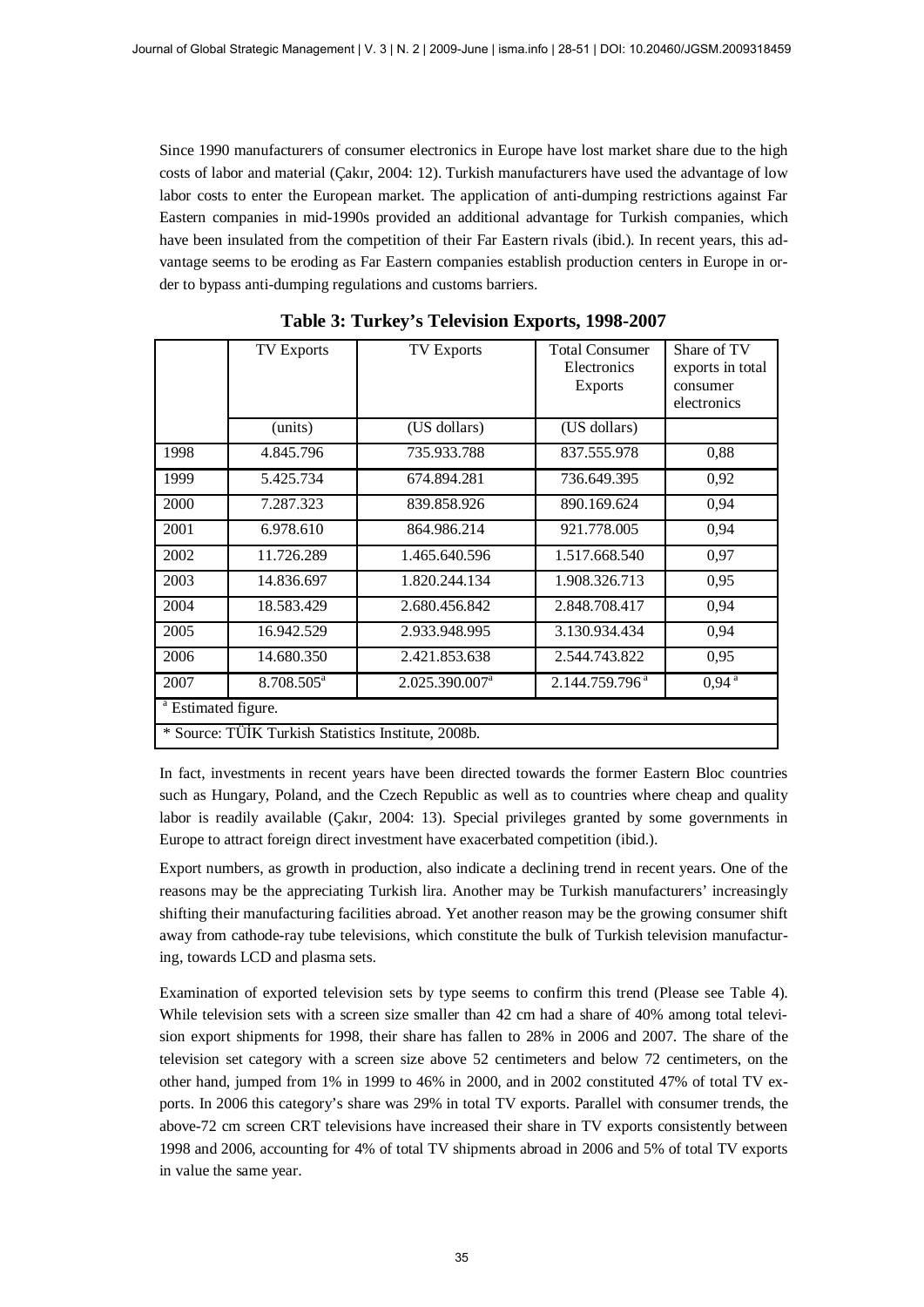Since 1990 manufacturers of consumer electronics in Europe have lost market share due to the high costs of labor and material (Çakır, 2004: 12). Turkish manufacturers have used the advantage of low labor costs to enter the European market. The application of anti-dumping restrictions against Far Eastern companies in mid-1990s provided an additional advantage for Turkish companies, which have been insulated from the competition of their Far Eastern rivals (ibid.). In recent years, this advantage seems to be eroding as Far Eastern companies establish production centers in Europe in order to bypass anti-dumping regulations and customs barriers.

**Table 3: Turkey's Television Exports, 1998-2007**

| | TV Exports | TV Exports | Total Consumer Electronics Exports | Share of TV exports in total consumer electronics |
|---|---|---|---|---|
| | (units) | (US dollars) | (US dollars) | |
| 1998 | 4.845.796 | 735.933.788 | 837.555.978 | 0,88 |
| 1999 | 5.425.734 | 674.894.281 | 736.649.395 | 0,92 |
| 2000 | 7.287.323 | 839.858.926 | 890.169.624 | 0,94 |
| 2001 | 6.978.610 | 864.986.214 | 921.778.005 | 0,94 |
| 2002 | 11.726.289 | 1.465.640.596 | 1.517.668.540 | 0,97 |
| 2003 | 14.836.697 | 1.820.244.134 | 1.908.326.713 | 0,95 |
| 2004 | 18.583.429 | 2.680.456.842 | 2.848.708.417 | 0,94 |
| 2005 | 16.942.529 | 2.933.948.995 | 3.130.934.434 | 0,94 |
| 2006 | 14.680.350 | 2.421.853.638 | 2.544.743.822 | 0,95 |
| 2007 | 8.708.505[a] | 2.025.390.007[a] | 2.144.759.796[a] | 0,94[a] |

[a] Estimated figure.

* Source: TÜİK Turkish Statistics Institute, 2008b.

In fact, investments in recent years have been directed towards the former Eastern Bloc countries such as Hungary, Poland, and the Czech Republic as well as to countries where cheap and quality labor is readily available (Çakır, 2004: 13). Special privileges granted by some governments in Europe to attract foreign direct investment have exacerbated competition (ibid.).

Export numbers, as growth in production, also indicate a declining trend in recent years. One of the reasons may be the appreciating Turkish lira. Another may be Turkish manufacturers' increasingly shifting their manufacturing facilities abroad. Yet another reason may be the growing consumer shift away from cathode-ray tube televisions, which constitute the bulk of Turkish television manufacturing, towards LCD and plasma sets.

Examination of exported television sets by type seems to confirm this trend (Please see Table 4). While television sets with a screen size smaller than 42 cm had a share of 40% among total television export shipments for 1998, their share has fallen to 28% in 2006 and 2007. The share of the television set category with a screen size above 52 centimeters and below 72 centimeters, on the other hand, jumped from 1% in 1999 to 46% in 2000, and in 2002 constituted 47% of total TV exports. In 2006 this category's share was 29% in total TV exports. Parallel with consumer trends, the above-72 cm screen CRT televisions have increased their share in TV exports consistently between 1998 and 2006, accounting for 4% of total TV shipments abroad in 2006 and 5% of total TV exports in value the same year.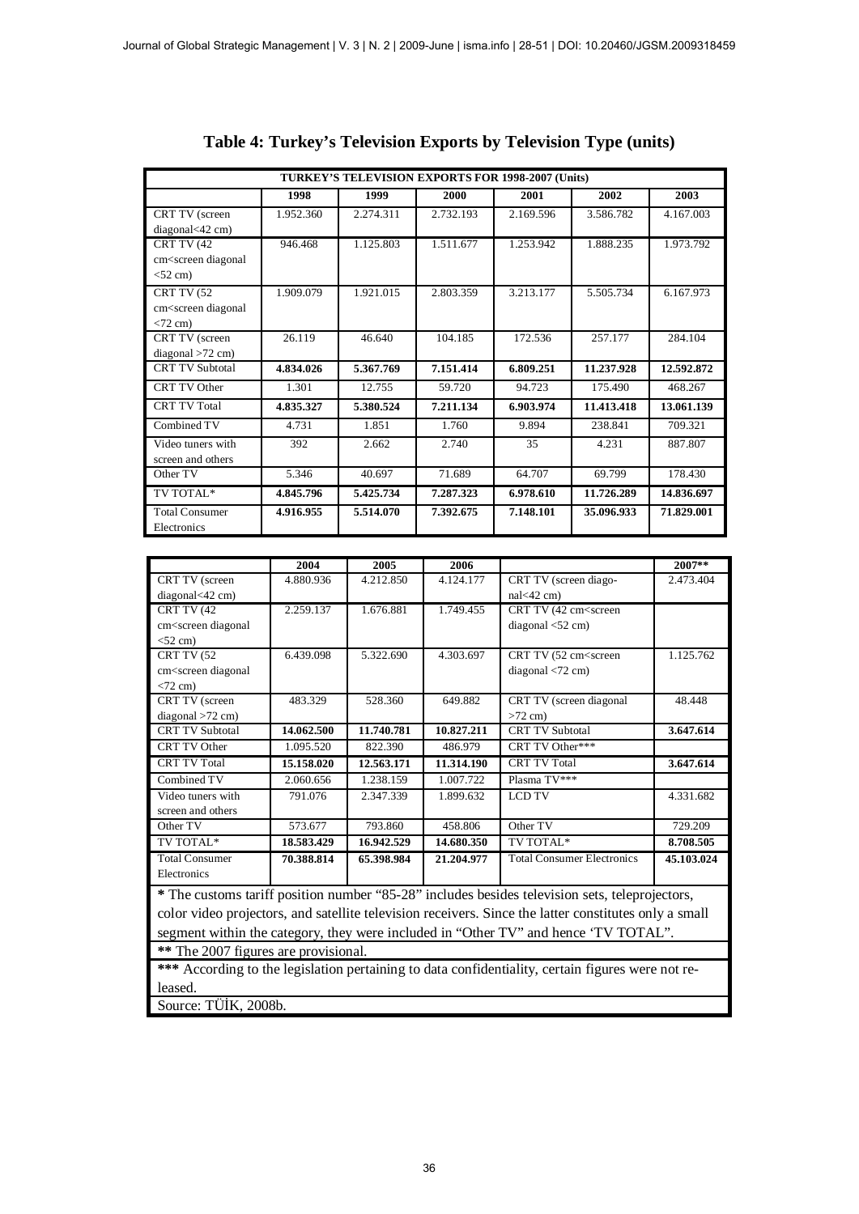**Table 4: Turkey's Television Exports by Television Type (units)**

| TURKEY'S TELEVISION EXPORTS FOR 1998-2007 (Units) | | | | | | |
|---|---|---|---|---|---|---|
| | **1998** | **1999** | **2000** | **2001** | **2002** | **2003** |
| CRT TV (screen diagonal<42 cm) | 1.952.360 | 2.274.311 | 2.732.193 | 2.169.596 | 3.586.782 | 4.167.003 |
| CRT TV (42 cm<screen diagonal <52 cm) | 946.468 | 1.125.803 | 1.511.677 | 1.253.942 | 1.888.235 | 1.973.792 |
| CRT TV (52 cm<screen diagonal <72 cm) | 1.909.079 | 1.921.015 | 2.803.359 | 3.213.177 | 5.505.734 | 6.167.973 |
| CRT TV (screen diagonal >72 cm) | 26.119 | 46.640 | 104.185 | 172.536 | 257.177 | 284.104 |
| CRT TV Subtotal | **4.834.026** | **5.367.769** | **7.151.414** | **6.809.251** | **11.237.928** | **12.592.872** |
| CRT TV Other | 1.301 | 12.755 | 59.720 | 94.723 | 175.490 | 468.267 |
| CRT TV Total | **4.835.327** | **5.380.524** | **7.211.134** | **6.903.974** | **11.413.418** | **13.061.139** |
| Combined TV | 4.731 | 1.851 | 1.760 | 9.894 | 238.841 | 709.321 |
| Video tuners with screen and others | 392 | 2.662 | 2.740 | 35 | 4.231 | 887.807 |
| Other TV | 5.346 | 40.697 | 71.689 | 64.707 | 69.799 | 178.430 |
| TV TOTAL* | **4.845.796** | **5.425.734** | **7.287.323** | **6.978.610** | **11.726.289** | **14.836.697** |
| Total Consumer Electronics | **4.916.955** | **5.514.070** | **7.392.675** | **7.148.101** | **35.096.933** | **71.829.001** |

| | **2004** | **2005** | **2006** | | **2007**** |
|---|---|---|---|---|---|
| CRT TV (screen diagonal<42 cm) | 4.880.936 | 4.212.850 | 4.124.177 | CRT TV (screen diagonal<42 cm) | 2.473.404 |
| CRT TV (42 cm<screen diagonal <52 cm) | 2.259.137 | 1.676.881 | 1.749.455 | CRT TV (42 cm<screen diagonal <52 cm) | |
| CRT TV (52 cm<screen diagonal <72 cm) | 6.439.098 | 5.322.690 | 4.303.697 | CRT TV (52 cm<screen diagonal <72 cm) | 1.125.762 |
| CRT TV (screen diagonal >72 cm) | 483.329 | 528.360 | 649.882 | CRT TV (screen diagonal >72 cm) | 48.448 |
| CRT TV Subtotal | **14.062.500** | **11.740.781** | **10.827.211** | CRT TV Subtotal | **3.647.614** |
| CRT TV Other | 1.095.520 | 822.390 | 486.979 | CRT TV Other*** | |
| CRT TV Total | **15.158.020** | **12.563.171** | **11.314.190** | CRT TV Total | **3.647.614** |
| Combined TV | 2.060.656 | 1.238.159 | 1.007.722 | Plasma TV*** | |
| Video tuners with screen and others | 791.076 | 2.347.339 | 1.899.632 | LCD TV | 4.331.682 |
| Other TV | 573.677 | 793.860 | 458.806 | Other TV | 729.209 |
| TV TOTAL* | **18.583.429** | **16.942.529** | **14.680.350** | TV TOTAL* | **8.708.505** |
| Total Consumer Electronics | **70.388.814** | **65.398.984** | **21.204.977** | Total Consumer Electronics | **45.103.024** |

**\*** The customs tariff position number "85-28" includes besides television sets, teleprojectors, color video projectors, and satellite television receivers. Since the latter constitutes only a small segment within the category, they were included in "Other TV" and hence 'TV TOTAL".

**\*\*** The 2007 figures are provisional.

**\*\*\*** According to the legislation pertaining to data confidentiality, certain figures were not released.

Source: TÜİK, 2008b.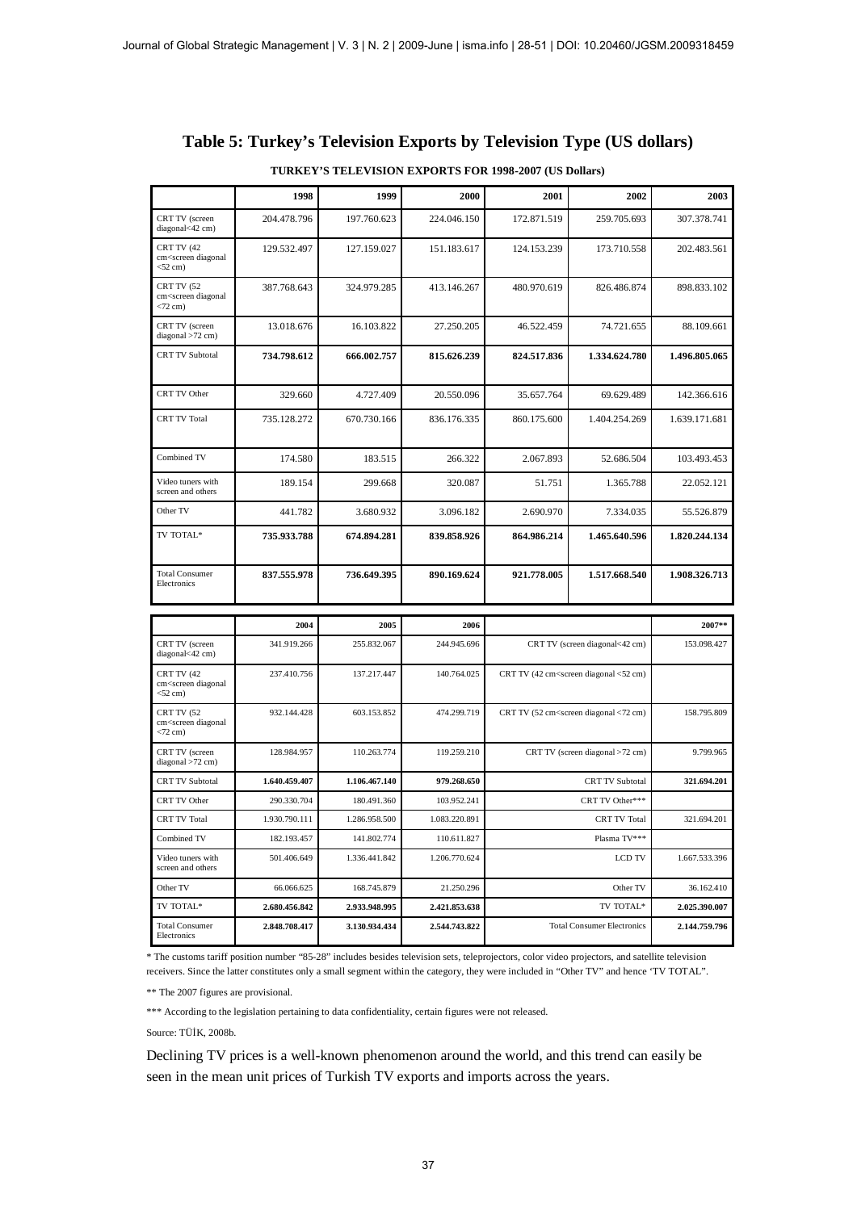## Table 5: Turkey's Television Exports by Television Type (US dollars)

**TURKEY'S TELEVISION EXPORTS FOR 1998-2007 (US Dollars)**

| | 1998 | 1999 | 2000 | 2001 | 2002 | 2003 |
|---|---|---|---|---|---|---|
| CRT TV (screen diagonal<42 cm) | 204.478.796 | 197.760.623 | 224.046.150 | 172.871.519 | 259.705.693 | 307.378.741 |
| CRT TV (42 cm<screen diagonal <52 cm) | 129.532.497 | 127.159.027 | 151.183.617 | 124.153.239 | 173.710.558 | 202.483.561 |
| CRT TV (52 cm<screen diagonal <72 cm) | 387.768.643 | 324.979.285 | 413.146.267 | 480.970.619 | 826.486.874 | 898.833.102 |
| CRT TV (screen diagonal >72 cm) | 13.018.676 | 16.103.822 | 27.250.205 | 46.522.459 | 74.721.655 | 88.109.661 |
| CRT TV Subtotal | **734.798.612** | **666.002.757** | **815.626.239** | **824.517.836** | **1.334.624.780** | **1.496.805.065** |
| CRT TV Other | 329.660 | 4.727.409 | 20.550.096 | 35.657.764 | 69.629.489 | 142.366.616 |
| CRT TV Total | 735.128.272 | 670.730.166 | 836.176.335 | 860.175.600 | 1.404.254.269 | 1.639.171.681 |
| Combined TV | 174.580 | 183.515 | 266.322 | 2.067.893 | 52.686.504 | 103.493.453 |
| Video tuners with screen and others | 189.154 | 299.668 | 320.087 | 51.751 | 1.365.788 | 22.052.121 |
| Other TV | 441.782 | 3.680.932 | 3.096.182 | 2.690.970 | 7.334.035 | 55.526.879 |
| TV TOTAL* | **735.933.788** | **674.894.281** | **839.858.926** | **864.986.214** | **1.465.640.596** | **1.820.244.134** |
| Total Consumer Electronics | **837.555.978** | **736.649.395** | **890.169.624** | **921.778.005** | **1.517.668.540** | **1.908.326.713** |

| | 2004 | 2005 | 2006 | | 2007** |
|---|---|---|---|---|---|
| CRT TV (screen diagonal<42 cm) | 341.919.266 | 255.832.067 | 244.945.696 | CRT TV (screen diagonal<42 cm) | 153.098.427 |
| CRT TV (42 cm<screen diagonal <52 cm) | 237.410.756 | 137.217.447 | 140.764.025 | CRT TV (42 cm<screen diagonal <52 cm) | |
| CRT TV (52 cm<screen diagonal <72 cm) | 932.144.428 | 603.153.852 | 474.299.719 | CRT TV (52 cm<screen diagonal <72 cm) | 158.795.809 |
| CRT TV (screen diagonal >72 cm) | 128.984.957 | 110.263.774 | 119.259.210 | CRT TV (screen diagonal >72 cm) | 9.799.965 |
| CRT TV Subtotal | **1.640.459.407** | **1.106.467.140** | **979.268.650** | CRT TV Subtotal | **321.694.201** |
| CRT TV Other | 290.330.704 | 180.491.360 | 103.952.241 | CRT TV Other*** | |
| CRT TV Total | 1.930.790.111 | 1.286.958.500 | 1.083.220.891 | CRT TV Total | 321.694.201 |
| Combined TV | 182.193.457 | 141.802.774 | 110.611.827 | Plasma TV*** | |
| Video tuners with screen and others | 501.406.649 | 1.336.441.842 | 1.206.770.624 | LCD TV | 1.667.533.396 |
| Other TV | 66.066.625 | 168.745.879 | 21.250.296 | Other TV | 36.162.410 |
| TV TOTAL* | **2.680.456.842** | **2.933.948.995** | **2.421.853.638** | TV TOTAL* | **2.025.390.007** |
| Total Consumer Electronics | **2.848.708.417** | **3.130.934.434** | **2.544.743.822** | Total Consumer Electronics | **2.144.759.796** |

* The customs tariff position number "85-28" includes besides television sets, teleprojectors, color video projectors, and satellite television receivers. Since the latter constitutes only a small segment within the category, they were included in "Other TV" and hence 'TV TOTAL".

** The 2007 figures are provisional.

*** According to the legislation pertaining to data confidentiality, certain figures were not released.

Source: TÜİK, 2008b.

Declining TV prices is a well-known phenomenon around the world, and this trend can easily be seen in the mean unit prices of Turkish TV exports and imports across the years.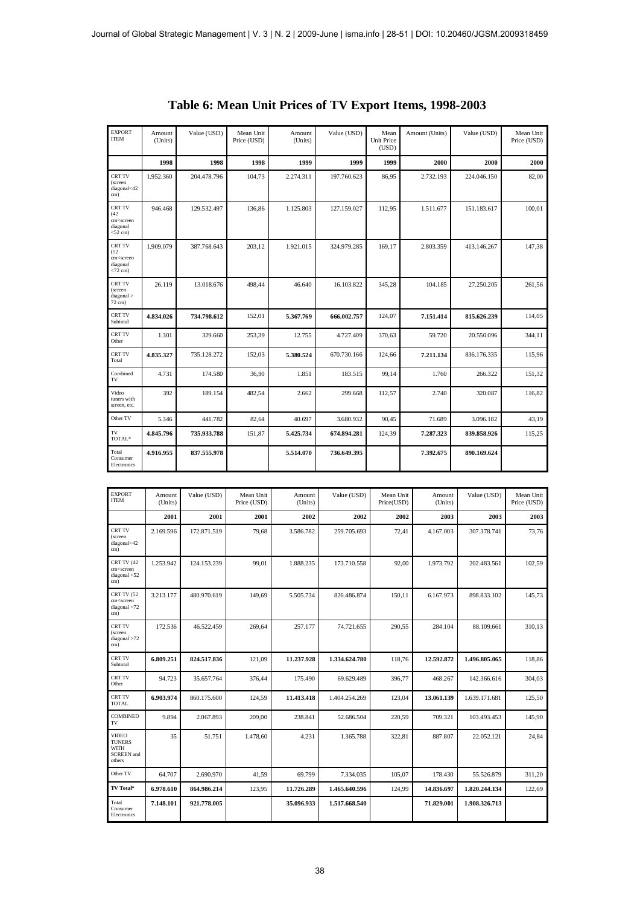# Table 6: Mean Unit Prices of TV Export Items, 1998-2003

| EXPORT ITEM | Amount (Units) | Value (USD) | Mean Unit Price (USD) | Amount (Units) | Value (USD) | Mean Unit Price (USD) | Amount (Units) | Value (USD) | Mean Unit Price (USD) |
|---|---|---|---|---|---|---|---|---|---|
| | **1998** | **1998** | **1998** | **1999** | **1999** | **1999** | **2000** | **2000** | **2000** |
| CRT TV (screen diagonal<42 cm) | 1.952.360 | 204.478.796 | 104,73 | 2.274.311 | 197.760.623 | 86,95 | 2.732.193 | 224.046.150 | 82,00 |
| CRT TV (42 cm<screen diagonal <52 cm) | 946.468 | 129.532.497 | 136,86 | 1.125.803 | 127.159.027 | 112,95 | 1.511.677 | 151.183.617 | 100,01 |
| CRT TV (52 cm<screen diagonal <72 cm) | 1.909.079 | 387.768.643 | 203,12 | 1.921.015 | 324.979.285 | 169,17 | 2.803.359 | 413.146.267 | 147,38 |
| CRT TV (screen diagonal > 72 cm) | 26.119 | 13.018.676 | 498,44 | 46.640 | 16.103.822 | 345,28 | 104.185 | 27.250.205 | 261,56 |
| CRT TV Subtotal | **4.834.026** | **734.798.612** | 152,01 | **5.367.769** | **666.002.757** | 124,07 | **7.151.414** | **815.626.239** | 114,05 |
| CRT TV Other | 1.301 | 329.660 | 253,39 | 12.755 | 4.727.409 | 370,63 | 59.720 | 20.550.096 | 344,11 |
| CRT TV Total | **4.835.327** | 735.128.272 | 152,03 | **5.380.524** | 670.730.166 | 124,66 | **7.211.134** | 836.176.335 | 115,96 |
| Combined TV | 4.731 | 174.580 | 36,90 | 1.851 | 183.515 | 99,14 | 1.760 | 266.322 | 151,32 |
| Video tuners with screen, etc. | 392 | 189.154 | 482,54 | 2.662 | 299.668 | 112,57 | 2.740 | 320.087 | 116,82 |
| Other TV | 5.346 | 441.782 | 82,64 | 40.697 | 3.680.932 | 90,45 | 71.689 | 3.096.182 | 43,19 |
| TV TOTAL* | **4.845.796** | **735.933.788** | 151,87 | **5.425.734** | **674.894.281** | 124,39 | **7.287.323** | **839.858.926** | 115,25 |
| Total Consumer Electronics | **4.916.955** | **837.555.978** | | **5.514.070** | **736.649.395** | | **7.392.675** | **890.169.624** | |

| EXPORT ITEM | Amount (Units) | Value (USD) | Mean Unit Price (USD) | Amount (Units) | Value (USD) | Mean Unit Price(USD) | Amount (Units) | Value (USD) | Mean Unit Price (USD) |
|---|---|---|---|---|---|---|---|---|---|
| | **2001** | **2001** | **2001** | **2002** | **2002** | **2002** | **2003** | **2003** | **2003** |
| CRT TV (screen diagonal<42 cm) | 2.169.596 | 172.871.519 | 79,68 | 3.586.782 | 259.705.693 | 72,41 | 4.167.003 | 307.378.741 | 73,76 |
| CRT TV (42 cm<screen diagonal <52 cm) | 1.253.942 | 124.153.239 | 99,01 | 1.888.235 | 173.710.558 | 92,00 | 1.973.792 | 202.483.561 | 102,59 |
| CRT TV (52 cm<screen diagonal <72 cm) | 3.213.177 | 480.970.619 | 149,69 | 5.505.734 | 826.486.874 | 150,11 | 6.167.973 | 898.833.102 | 145,73 |
| CRT TV (screen diagonal >72 cm) | 172.536 | 46.522.459 | 269,64 | 257.177 | 74.721.655 | 290,55 | 284.104 | 88.109.661 | 310,13 |
| CRT TV Subtotal | **6.809.251** | **824.517.836** | 121,09 | **11.237.928** | **1.334.624.780** | 118,76 | **12.592.872** | **1.496.805.065** | 118,86 |
| CRT TV Other | 94.723 | 35.657.764 | 376,44 | 175.490 | 69.629.489 | 396,77 | 468.267 | 142.366.616 | 304,03 |
| CRT TV TOTAL | **6.903.974** | 860.175.600 | 124,59 | **11.413.418** | 1.404.254.269 | 123,04 | **13.061.139** | 1.639.171.681 | 125,50 |
| COMBINED TV | 9.894 | 2.067.893 | 209,00 | 238.841 | 52.686.504 | 220,59 | 709.321 | 103.493.453 | 145,90 |
| VIDEO TUNERS WITH SCREEN and others | 35 | 51.751 | 1.478,60 | 4.231 | 1.365.788 | 322,81 | 887.807 | 22.052.121 | 24,84 |
| Other TV | 64.707 | 2.690.970 | 41,59 | 69.799 | 7.334.035 | 105,07 | 178.430 | 55.526.879 | 311,20 |
| **TV Total*** | **6.978.610** | **864.986.214** | 123,95 | **11.726.289** | **1.465.640.596** | 124,99 | **14.836.697** | **1.820.244.134** | 122,69 |
| Total Consumer Electronics | **7.148.101** | **921.778.005** | | **35.096.933** | **1.517.668.540** | | **71.829.001** | **1.908.326.713** | |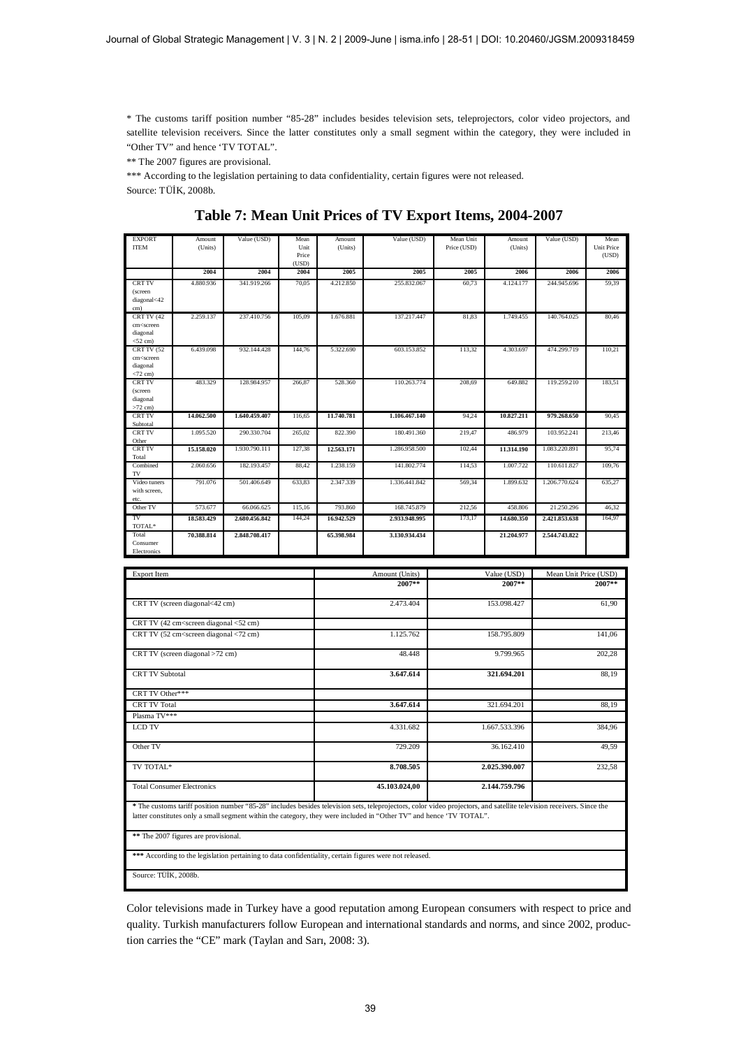\* The customs tariff position number "85-28" includes besides television sets, teleprojectors, color video projectors, and satellite television receivers. Since the latter constitutes only a small segment within the category, they were included in "Other TV" and hence 'TV TOTAL".

\*\* The 2007 figures are provisional.

\*\*\* According to the legislation pertaining to data confidentiality, certain figures were not released.

Source: TÜİK, 2008b.

## Table 7: Mean Unit Prices of TV Export Items, 2004-2007

| EXPORT ITEM | Amount (Units) | Value (USD) | Mean Unit Price (USD) | Amount (Units) | Value (USD) | Mean Unit Price (USD) | Amount (Units) | Value (USD) | Mean Unit Price (USD) |
|---|---|---|---|---|---|---|---|---|---|
| | **2004** | **2004** | **2004** | **2005** | **2005** | **2005** | **2006** | **2006** | **2006** |
| CRT TV (screen diagonal<42 cm) | 4.880.936 | 341.919.266 | 70,05 | 4.212.850 | 255.832.067 | 60,73 | 4.124.177 | 244.945.696 | 59,39 |
| CRT TV (42 cm<screen diagonal <52 cm) | 2.259.137 | 237.410.756 | 105,09 | 1.676.881 | 137.217.447 | 81,83 | 1.749.455 | 140.764.025 | 80,46 |
| CRT TV (52 cm<screen diagonal <72 cm) | 6.439.098 | 932.144.428 | 144,76 | 5.322.690 | 603.153.852 | 113,32 | 4.303.697 | 474.299.719 | 110,21 |
| CRT TV (screen diagonal >72 cm) | 483.329 | 128.984.957 | 266,87 | 528.360 | 110.263.774 | 208,69 | 649.882 | 119.259.210 | 183,51 |
| CRT TV Subtotal | **14.062.500** | **1.640.459.407** | 116,65 | **11.740.781** | **1.106.467.140** | 94,24 | **10.827.211** | **979.268.650** | 90,45 |
| CRT TV Other | 1.095.520 | 290.330.704 | 265,02 | 822.390 | 180.491.360 | 219,47 | 486.979 | 103.952.241 | 213,46 |
| CRT TV Total | **15.158.020** | 1.930.790.111 | 127,38 | **12.563.171** | 1.286.958.500 | 102,44 | **11.314.190** | 1.083.220.891 | 95,74 |
| Combined TV | 2.060.656 | 182.193.457 | 88,42 | 1.238.159 | 141.802.774 | 114,53 | 1.007.722 | 110.611.827 | 109,76 |
| Video tuners with screen, etc. | 791.076 | 501.406.649 | 633,83 | 2.347.339 | 1.336.441.842 | 569,34 | 1.899.632 | 1.206.770.624 | 635,27 |
| Other TV | 573.677 | 66.066.625 | 115,16 | 793.860 | 168.745.879 | 212,56 | 458.806 | 21.250.296 | 46,32 |
| TV TOTAL* | **18.583.429** | **2.680.456.842** | 144,24 | **16.942.529** | **2.933.948.995** | 173,17 | **14.680.350** | **2.421.853.638** | 164,97 |
| Total Consumer Electronics | **70.388.814** | **2.848.708.417** | | **65.398.984** | **3.130.934.434** | | **21.204.977** | **2.544.743.822** | |

| Export Item | Amount (Units) | Value (USD) | Mean Unit Price (USD) |
|---|---|---|---|
| | **2007\*\*** | **2007\*\*** | **2007\*\*** |
| CRT TV (screen diagonal<42 cm) | 2.473.404 | 153.098.427 | 61,90 |
| CRT TV (42 cm<screen diagonal <52 cm) | | | |
| CRT TV (52 cm<screen diagonal <72 cm) | 1.125.762 | 158.795.809 | 141,06 |
| CRT TV (screen diagonal >72 cm) | 48.448 | 9.799.965 | 202,28 |
| CRT TV Subtotal | **3.647.614** | **321.694.201** | 88,19 |
| CRT TV Other\*\*\* | | | |
| CRT TV Total | **3.647.614** | 321.694.201 | 88,19 |
| Plasma TV\*\*\* | | | |
| LCD TV | 4.331.682 | 1.667.533.396 | 384,96 |
| Other TV | 729.209 | 36.162.410 | 49,59 |
| TV TOTAL* | **8.708.505** | **2.025.390.007** | 232,58 |
| Total Consumer Electronics | **45.103.024,00** | **2.144.759.796** | |

**\*** The customs tariff position number "85-28" includes besides television sets, teleprojectors, color video projectors, and satellite television receivers. Since the latter constitutes only a small segment within the category, they were included in "Other TV" and hence 'TV TOTAL".

**\*\*** The 2007 figures are provisional.

**\*\*\*** According to the legislation pertaining to data confidentiality, certain figures were not released.

Source: TÜİK, 2008b.

Color televisions made in Turkey have a good reputation among European consumers with respect to price and quality. Turkish manufacturers follow European and international standards and norms, and since 2002, production carries the "CE" mark (Taylan and Sarı, 2008: 3).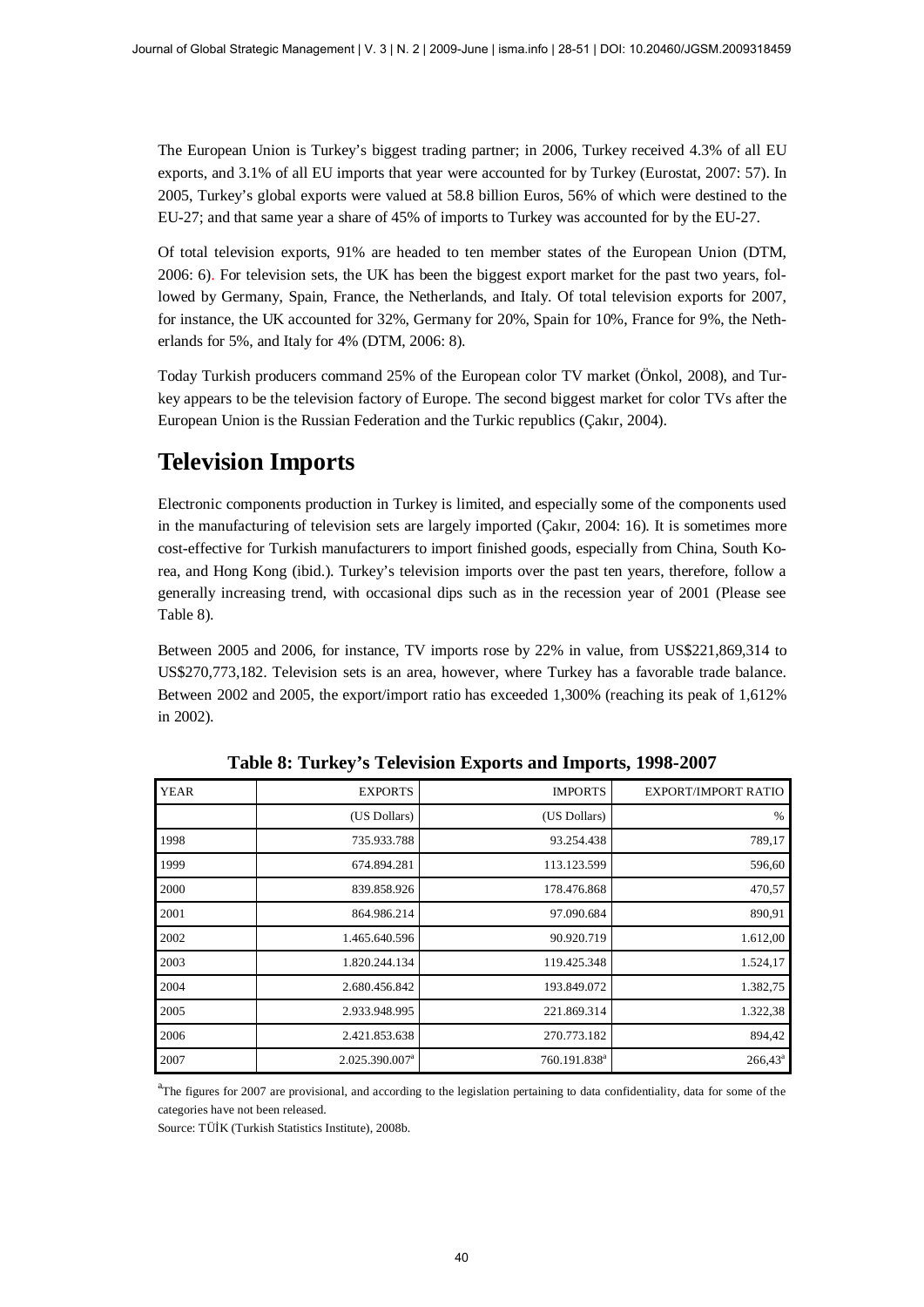The European Union is Turkey's biggest trading partner; in 2006, Turkey received 4.3% of all EU exports, and 3.1% of all EU imports that year were accounted for by Turkey (Eurostat, 2007: 57). In 2005, Turkey's global exports were valued at 58.8 billion Euros, 56% of which were destined to the EU-27; and that same year a share of 45% of imports to Turkey was accounted for by the EU-27.

Of total television exports, 91% are headed to ten member states of the European Union (DTM, 2006: 6). For television sets, the UK has been the biggest export market for the past two years, followed by Germany, Spain, France, the Netherlands, and Italy. Of total television exports for 2007, for instance, the UK accounted for 32%, Germany for 20%, Spain for 10%, France for 9%, the Netherlands for 5%, and Italy for 4% (DTM, 2006: 8).

Today Turkish producers command 25% of the European color TV market (Önkol, 2008), and Turkey appears to be the television factory of Europe. The second biggest market for color TVs after the European Union is the Russian Federation and the Turkic republics (Çakır, 2004).

## Television Imports

Electronic components production in Turkey is limited, and especially some of the components used in the manufacturing of television sets are largely imported (Çakır, 2004: 16). It is sometimes more cost-effective for Turkish manufacturers to import finished goods, especially from China, South Korea, and Hong Kong (ibid.). Turkey's television imports over the past ten years, therefore, follow a generally increasing trend, with occasional dips such as in the recession year of 2001 (Please see Table 8).

Between 2005 and 2006, for instance, TV imports rose by 22% in value, from US$221,869,314 to US$270,773,182. Television sets is an area, however, where Turkey has a favorable trade balance. Between 2002 and 2005, the export/import ratio has exceeded 1,300% (reaching its peak of 1,612% in 2002).

**Table 8: Turkey's Television Exports and Imports, 1998-2007**

| YEAR | EXPORTS | IMPORTS | EXPORT/IMPORT RATIO |
|---|---|---|---|
| | (US Dollars) | (US Dollars) | % |
| 1998 | 735.933.788 | 93.254.438 | 789,17 |
| 1999 | 674.894.281 | 113.123.599 | 596,60 |
| 2000 | 839.858.926 | 178.476.868 | 470,57 |
| 2001 | 864.986.214 | 97.090.684 | 890,91 |
| 2002 | 1.465.640.596 | 90.920.719 | 1.612,00 |
| 2003 | 1.820.244.134 | 119.425.348 | 1.524,17 |
| 2004 | 2.680.456.842 | 193.849.072 | 1.382,75 |
| 2005 | 2.933.948.995 | 221.869.314 | 1.322,38 |
| 2006 | 2.421.853.638 | 270.773.182 | 894,42 |
| 2007 | 2.025.390.007[a] | 760.191.838[a] | 266,43[a] |

[a]The figures for 2007 are provisional, and according to the legislation pertaining to data confidentiality, data for some of the categories have not been released.

Source: TÜİK (Turkish Statistics Institute), 2008b.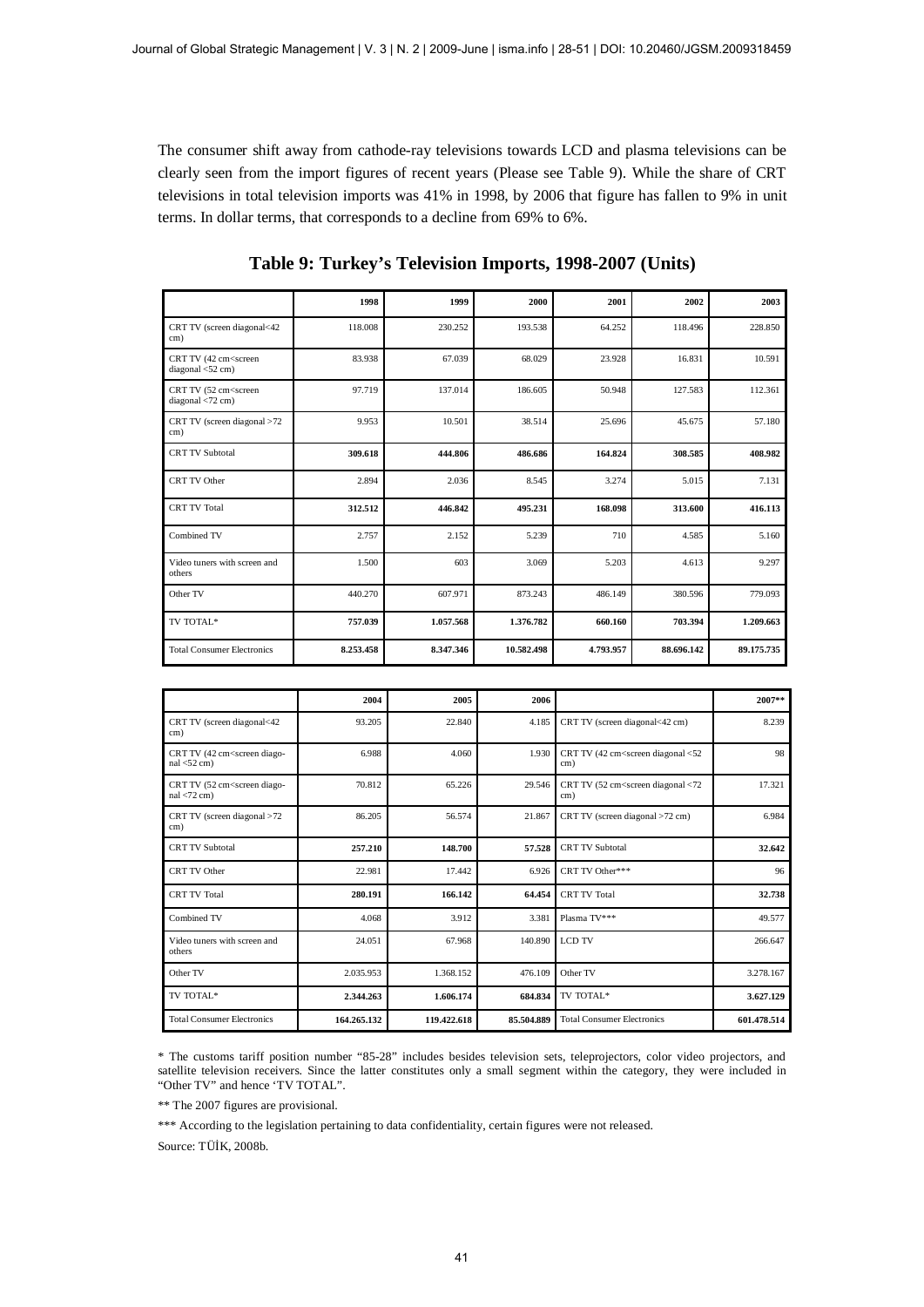The consumer shift away from cathode-ray televisions towards LCD and plasma televisions can be clearly seen from the import figures of recent years (Please see Table 9). While the share of CRT televisions in total television imports was 41% in 1998, by 2006 that figure has fallen to 9% in unit terms. In dollar terms, that corresponds to a decline from 69% to 6%.

**Table 9: Turkey's Television Imports, 1998-2007 (Units)**

| | 1998 | 1999 | 2000 | 2001 | 2002 | 2003 |
|---|---|---|---|---|---|---|
| CRT TV (screen diagonal<42 cm) | 118.008 | 230.252 | 193.538 | 64.252 | 118.496 | 228.850 |
| CRT TV (42 cm<screen diagonal <52 cm) | 83.938 | 67.039 | 68.029 | 23.928 | 16.831 | 10.591 |
| CRT TV (52 cm<screen diagonal <72 cm) | 97.719 | 137.014 | 186.605 | 50.948 | 127.583 | 112.361 |
| CRT TV (screen diagonal >72 cm) | 9.953 | 10.501 | 38.514 | 25.696 | 45.675 | 57.180 |
| CRT TV Subtotal | **309.618** | **444.806** | **486.686** | **164.824** | **308.585** | **408.982** |
| CRT TV Other | 2.894 | 2.036 | 8.545 | 3.274 | 5.015 | 7.131 |
| CRT TV Total | **312.512** | **446.842** | **495.231** | **168.098** | **313.600** | **416.113** |
| Combined TV | 2.757 | 2.152 | 5.239 | 710 | 4.585 | 5.160 |
| Video tuners with screen and others | 1.500 | 603 | 3.069 | 5.203 | 4.613 | 9.297 |
| Other TV | 440.270 | 607.971 | 873.243 | 486.149 | 380.596 | 779.093 |
| TV TOTAL* | **757.039** | **1.057.568** | **1.376.782** | **660.160** | **703.394** | **1.209.663** |
| Total Consumer Electronics | **8.253.458** | **8.347.346** | **10.582.498** | **4.793.957** | **88.696.142** | **89.175.735** |

| | 2004 | 2005 | 2006 | | 2007** |
|---|---|---|---|---|---|
| CRT TV (screen diagonal<42 cm) | 93.205 | 22.840 | 4.185 | CRT TV (screen diagonal<42 cm) | 8.239 |
| CRT TV (42 cm<screen diago-nal <52 cm) | 6.988 | 4.060 | 1.930 | CRT TV (42 cm<screen diagonal <52 cm) | 98 |
| CRT TV (52 cm<screen diago-nal <72 cm) | 70.812 | 65.226 | 29.546 | CRT TV (52 cm<screen diagonal <72 cm) | 17.321 |
| CRT TV (screen diagonal >72 cm) | 86.205 | 56.574 | 21.867 | CRT TV (screen diagonal >72 cm) | 6.984 |
| CRT TV Subtotal | **257.210** | **148.700** | **57.528** | CRT TV Subtotal | **32.642** |
| CRT TV Other | 22.981 | 17.442 | 6.926 | CRT TV Other*** | 96 |
| CRT TV Total | **280.191** | **166.142** | **64.454** | CRT TV Total | **32.738** |
| Combined TV | 4.068 | 3.912 | 3.381 | Plasma TV*** | 49.577 |
| Video tuners with screen and others | 24.051 | 67.968 | 140.890 | LCD TV | 266.647 |
| Other TV | 2.035.953 | 1.368.152 | 476.109 | Other TV | 3.278.167 |
| TV TOTAL* | **2.344.263** | **1.606.174** | **684.834** | TV TOTAL* | **3.627.129** |
| Total Consumer Electronics | **164.265.132** | **119.422.618** | **85.504.889** | Total Consumer Electronics | **601.478.514** |

\* The customs tariff position number "85-28" includes besides television sets, teleprojectors, color video projectors, and satellite television receivers. Since the latter constitutes only a small segment within the category, they were included in "Other TV" and hence 'TV TOTAL".

** The 2007 figures are provisional.

*** According to the legislation pertaining to data confidentiality, certain figures were not released.

Source: TÜİK, 2008b.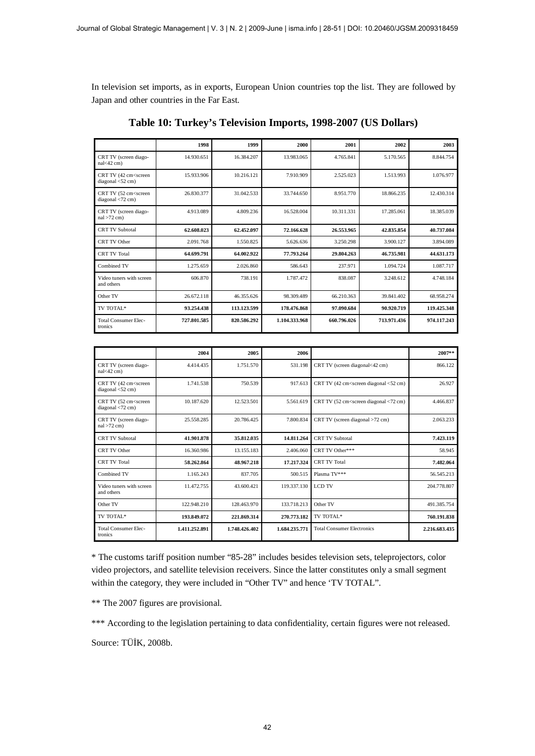In television set imports, as in exports, European Union countries top the list. They are followed by Japan and other countries in the Far East.

**Table 10: Turkey's Television Imports, 1998-2007 (US Dollars)**

| | 1998 | 1999 | 2000 | 2001 | 2002 | 2003 |
|---|---|---|---|---|---|---|
| CRT TV (screen diagonal<42 cm) | 14.930.651 | 16.384.207 | 13.983.065 | 4.765.841 | 5.170.565 | 8.844.754 |
| CRT TV (42 cm<screen diagonal <52 cm) | 15.933.906 | 10.216.121 | 7.910.909 | 2.525.023 | 1.513.993 | 1.076.977 |
| CRT TV (52 cm<screen diagonal <72 cm) | 26.830.377 | 31.042.533 | 33.744.650 | 8.951.770 | 18.866.235 | 12.430.314 |
| CRT TV (screen diagonal >72 cm) | 4.913.089 | 4.809.236 | 16.528.004 | 10.311.331 | 17.285.061 | 18.385.039 |
| CRT TV Subtotal | **62.608.023** | **62.452.097** | **72.166.628** | **26.553.965** | **42.835.854** | **40.737.084** |
| CRT TV Other | 2.091.768 | 1.550.825 | 5.626.636 | 3.250.298 | 3.900.127 | 3.894.089 |
| CRT TV Total | **64.699.791** | **64.002.922** | **77.793.264** | **29.804.263** | **46.735.981** | **44.631.173** |
| Combined TV | 1.275.659 | 2.026.860 | 586.643 | 237.971 | 1.094.724 | 1.087.717 |
| Video tuners with screen and others | 606.870 | 738.191 | 1.787.472 | 838.087 | 3.248.612 | 4.748.184 |
| Other TV | 26.672.118 | 46.355.626 | 98.309.489 | 66.210.363 | 39.841.402 | 68.958.274 |
| TV TOTAL* | **93.254.438** | **113.123.599** | **178.476.868** | **97.090.684** | **90.920.719** | **119.425.348** |
| Total Consumer Electronics | **727.801.585** | **820.586.292** | **1.104.333.968** | **660.796.026** | **713.971.436** | **974.117.243** |

| | 2004 | 2005 | 2006 | | 2007** |
|---|---|---|---|---|---|
| CRT TV (screen diagonal<42 cm) | 4.414.435 | 1.751.570 | 531.198 | CRT TV (screen diagonal<42 cm) | 866.122 |
| CRT TV (42 cm<screen diagonal <52 cm) | 1.741.538 | 750.539 | 917.613 | CRT TV (42 cm<screen diagonal <52 cm) | 26.927 |
| CRT TV (52 cm<screen diagonal <72 cm) | 10.187.620 | 12.523.501 | 5.561.619 | CRT TV (52 cm<screen diagonal <72 cm) | 4.466.837 |
| CRT TV (screen diagonal >72 cm) | 25.558.285 | 20.786.425 | 7.800.834 | CRT TV (screen diagonal >72 cm) | 2.063.233 |
| CRT TV Subtotal | **41.901.878** | **35.812.035** | **14.811.264** | CRT TV Subtotal | **7.423.119** |
| CRT TV Other | 16.360.986 | 13.155.183 | 2.406.060 | CRT TV Other*** | 58.945 |
| CRT TV Total | **58.262.864** | **48.967.218** | **17.217.324** | CRT TV Total | **7.482.064** |
| Combined TV | 1.165.243 | 837.705 | 500.515 | Plasma TV*** | 56.545.213 |
| Video tuners with screen and others | 11.472.755 | 43.600.421 | 119.337.130 | LCD TV | 204.778.807 |
| Other TV | 122.948.210 | 128.463.970 | 133.718.213 | Other TV | 491.385.754 |
| TV TOTAL* | **193.849.072** | **221.869.314** | **270.773.182** | TV TOTAL* | **760.191.838** |
| Total Consumer Electronics | **1.411.252.891** | **1.748.426.402** | **1.684.235.771** | Total Consumer Electronics | **2.216.683.435** |

* The customs tariff position number "85-28" includes besides television sets, teleprojectors, color video projectors, and satellite television receivers. Since the latter constitutes only a small segment within the category, they were included in "Other TV" and hence 'TV TOTAL".

** The 2007 figures are provisional.

*** According to the legislation pertaining to data confidentiality, certain figures were not released.

Source: TÜİK, 2008b.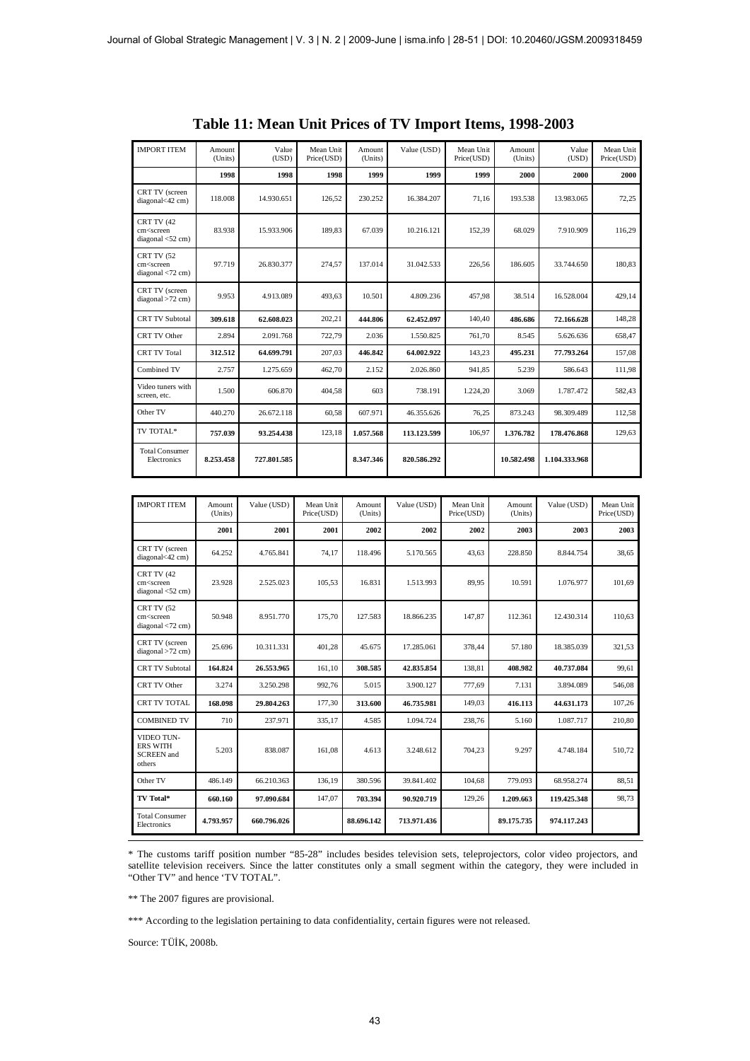**Table 11: Mean Unit Prices of TV Import Items, 1998-2003**

| IMPORT ITEM | Amount (Units) | Value (USD) | Mean Unit Price(USD) | Amount (Units) | Value (USD) | Mean Unit Price(USD) | Amount (Units) | Value (USD) | Mean Unit Price(USD) |
|---|---|---|---|---|---|---|---|---|---|
| | **1998** | **1998** | **1998** | **1999** | **1999** | **1999** | **2000** | **2000** | **2000** |
| CRT TV (screen diagonal<42 cm) | 118.008 | 14.930.651 | 126,52 | 230.252 | 16.384.207 | 71,16 | 193.538 | 13.983.065 | 72,25 |
| CRT TV (42 cm<screen diagonal <52 cm) | 83.938 | 15.933.906 | 189,83 | 67.039 | 10.216.121 | 152,39 | 68.029 | 7.910.909 | 116,29 |
| CRT TV (52 cm<screen diagonal <72 cm) | 97.719 | 26.830.377 | 274,57 | 137.014 | 31.042.533 | 226,56 | 186.605 | 33.744.650 | 180,83 |
| CRT TV (screen diagonal >72 cm) | 9.953 | 4.913.089 | 493,63 | 10.501 | 4.809.236 | 457,98 | 38.514 | 16.528.004 | 429,14 |
| CRT TV Subtotal | **309.618** | **62.608.023** | 202,21 | **444.806** | **62.452.097** | 140,40 | **486.686** | **72.166.628** | 148,28 |
| CRT TV Other | 2.894 | 2.091.768 | 722,79 | 2.036 | 1.550.825 | 761,70 | 8.545 | 5.626.636 | 658,47 |
| CRT TV Total | **312.512** | **64.699.791** | 207,03 | **446.842** | **64.002.922** | 143,23 | **495.231** | **77.793.264** | 157,08 |
| Combined TV | 2.757 | 1.275.659 | 462,70 | 2.152 | 2.026.860 | 941,85 | 5.239 | 586.643 | 111,98 |
| Video tuners with screen, etc. | 1.500 | 606.870 | 404,58 | 603 | 738.191 | 1.224,20 | 3.069 | 1.787.472 | 582,43 |
| Other TV | 440.270 | 26.672.118 | 60,58 | 607.971 | 46.355.626 | 76,25 | 873.243 | 98.309.489 | 112,58 |
| TV TOTAL* | **757.039** | **93.254.438** | 123,18 | **1.057.568** | **113.123.599** | 106,97 | **1.376.782** | **178.476.868** | 129,63 |
| Total Consumer Electronics | **8.253.458** | **727.801.585** | | **8.347.346** | **820.586.292** | | **10.582.498** | **1.104.333.968** | |

| IMPORT ITEM | Amount (Units) | Value (USD) | Mean Unit Price(USD) | Amount (Units) | Value (USD) | Mean Unit Price(USD) | Amount (Units) | Value (USD) | Mean Unit Price(USD) |
|---|---|---|---|---|---|---|---|---|---|
| | **2001** | **2001** | **2001** | **2002** | **2002** | **2002** | **2003** | **2003** | **2003** |
| CRT TV (screen diagonal<42 cm) | 64.252 | 4.765.841 | 74,17 | 118.496 | 5.170.565 | 43,63 | 228.850 | 8.844.754 | 38,65 |
| CRT TV (42 cm<screen diagonal <52 cm) | 23.928 | 2.525.023 | 105,53 | 16.831 | 1.513.993 | 89,95 | 10.591 | 1.076.977 | 101,69 |
| CRT TV (52 cm<screen diagonal <72 cm) | 50.948 | 8.951.770 | 175,70 | 127.583 | 18.866.235 | 147,87 | 112.361 | 12.430.314 | 110,63 |
| CRT TV (screen diagonal >72 cm) | 25.696 | 10.311.331 | 401,28 | 45.675 | 17.285.061 | 378,44 | 57.180 | 18.385.039 | 321,53 |
| CRT TV Subtotal | **164.824** | **26.553.965** | 161,10 | **308.585** | **42.835.854** | 138,81 | **408.982** | **40.737.084** | 99,61 |
| CRT TV Other | 3.274 | 3.250.298 | 992,76 | 5.015 | 3.900.127 | 777,69 | 7.131 | 3.894.089 | 546,08 |
| CRT TV TOTAL | **168.098** | **29.804.263** | 177,30 | **313.600** | **46.735.981** | 149,03 | **416.113** | **44.631.173** | 107,26 |
| COMBINED TV | 710 | 237.971 | 335,17 | 4.585 | 1.094.724 | 238,76 | 5.160 | 1.087.717 | 210,80 |
| VIDEO TUNERS WITH SCREEN and others | 5.203 | 838.087 | 161,08 | 4.613 | 3.248.612 | 704,23 | 9.297 | 4.748.184 | 510,72 |
| Other TV | 486.149 | 66.210.363 | 136,19 | 380.596 | 39.841.402 | 104,68 | 779.093 | 68.958.274 | 88,51 |
| **TV Total*** | **660.160** | **97.090.684** | 147,07 | **703.394** | **90.920.719** | 129,26 | **1.209.663** | **119.425.348** | 98,73 |
| Total Consumer Electronics | **4.793.957** | **660.796.026** | | **88.696.142** | **713.971.436** | | **89.175.735** | **974.117.243** | |

* The customs tariff position number "85-28" includes besides television sets, teleprojectors, color video projectors, and satellite television receivers. Since the latter constitutes only a small segment within the category, they were included in "Other TV" and hence 'TV TOTAL".

** The 2007 figures are provisional.

*** According to the legislation pertaining to data confidentiality, certain figures were not released.

Source: TÜİK, 2008b.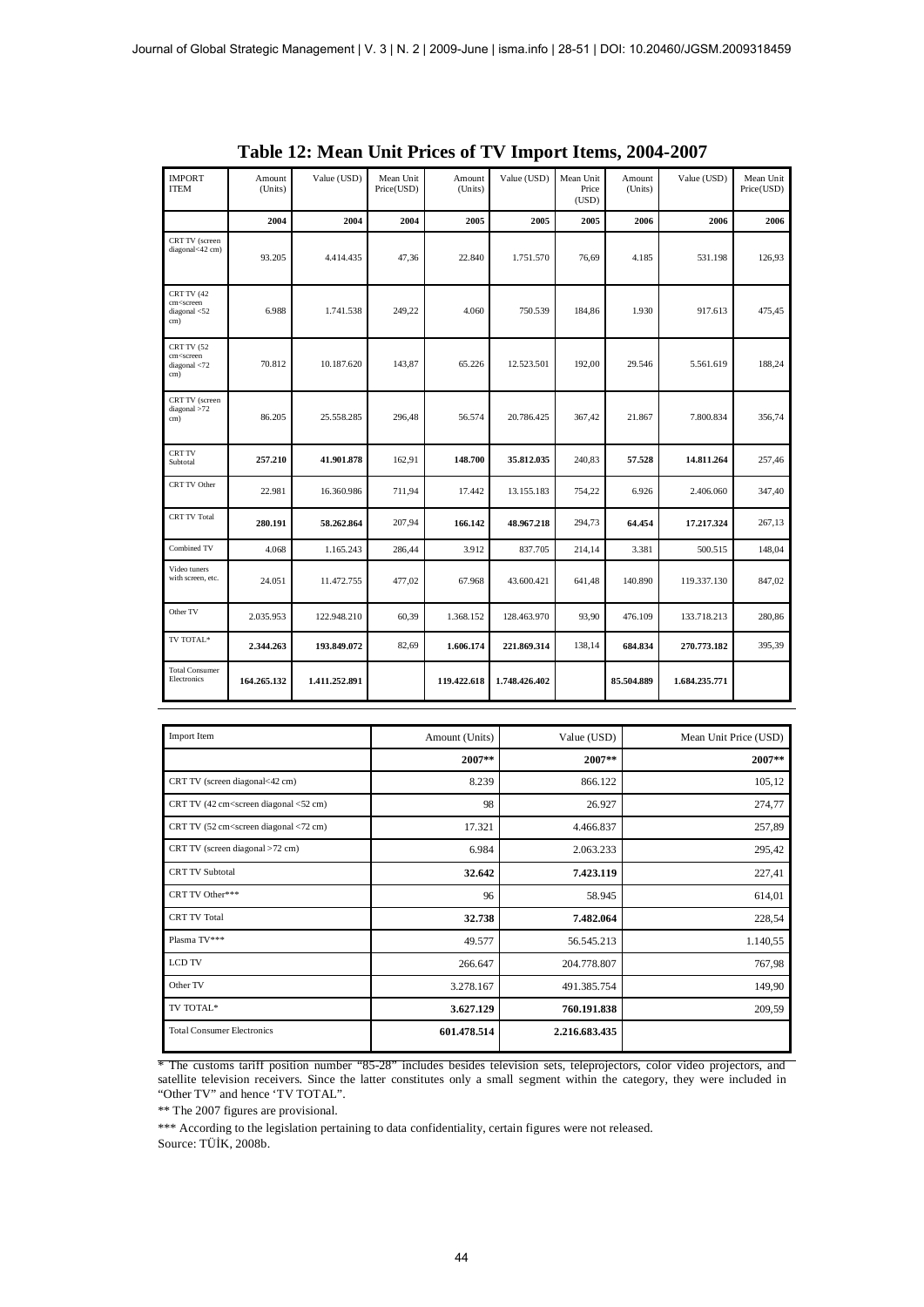## Table 12: Mean Unit Prices of TV Import Items, 2004-2007

| IMPORT ITEM | Amount (Units) | Value (USD) | Mean Unit Price(USD) | Amount (Units) | Value (USD) | Mean Unit Price (USD) | Amount (Units) | Value (USD) | Mean Unit Price(USD) |
|---|---|---|---|---|---|---|---|---|---|
| | **2004** | **2004** | **2004** | **2005** | **2005** | **2005** | **2006** | **2006** | **2006** |
| CRT TV (screen diagonal<42 cm) | 93.205 | 4.414.435 | 47,36 | 22.840 | 1.751.570 | 76,69 | 4.185 | 531.198 | 126,93 |
| CRT TV (42 cm<screen diagonal <52 cm) | 6.988 | 1.741.538 | 249,22 | 4.060 | 750.539 | 184,86 | 1.930 | 917.613 | 475,45 |
| CRT TV (52 cm<screen diagonal <72 cm) | 70.812 | 10.187.620 | 143,87 | 65.226 | 12.523.501 | 192,00 | 29.546 | 5.561.619 | 188,24 |
| CRT TV (screen diagonal >72 cm) | 86.205 | 25.558.285 | 296,48 | 56.574 | 20.786.425 | 367,42 | 21.867 | 7.800.834 | 356,74 |
| CRT TV Subtotal | **257.210** | **41.901.878** | 162,91 | **148.700** | **35.812.035** | 240,83 | **57.528** | **14.811.264** | 257,46 |
| CRT TV Other | 22.981 | 16.360.986 | 711,94 | 17.442 | 13.155.183 | 754,22 | 6.926 | 2.406.060 | 347,40 |
| CRT TV Total | **280.191** | **58.262.864** | 207,94 | **166.142** | **48.967.218** | 294,73 | **64.454** | **17.217.324** | 267,13 |
| Combined TV | 4.068 | 1.165.243 | 286,44 | 3.912 | 837.705 | 214,14 | 3.381 | 500.515 | 148,04 |
| Video tuners with screen, etc. | 24.051 | 11.472.755 | 477,02 | 67.968 | 43.600.421 | 641,48 | 140.890 | 119.337.130 | 847,02 |
| Other TV | 2.035.953 | 122.948.210 | 60,39 | 1.368.152 | 128.463.970 | 93,90 | 476.109 | 133.718.213 | 280,86 |
| TV TOTAL* | **2.344.263** | **193.849.072** | 82,69 | **1.606.174** | **221.869.314** | 138,14 | **684.834** | **270.773.182** | 395,39 |
| Total Consumer Electronics | **164.265.132** | **1.411.252.891** | | **119.422.618** | **1.748.426.402** | | **85.504.889** | **1.684.235.771** | |

| Import Item | Amount (Units) | Value (USD) | Mean Unit Price (USD) |
|---|---|---|---|
| | **2007\*\*** | **2007\*\*** | **2007\*\*** |
| CRT TV (screen diagonal<42 cm) | 8.239 | 866.122 | 105,12 |
| CRT TV (42 cm<screen diagonal <52 cm) | 98 | 26.927 | 274,77 |
| CRT TV (52 cm<screen diagonal <72 cm) | 17.321 | 4.466.837 | 257,89 |
| CRT TV (screen diagonal >72 cm) | 6.984 | 2.063.233 | 295,42 |
| CRT TV Subtotal | **32.642** | **7.423.119** | 227,41 |
| CRT TV Other*** | 96 | 58.945 | 614,01 |
| CRT TV Total | **32.738** | **7.482.064** | 228,54 |
| Plasma TV*** | 49.577 | 56.545.213 | 1.140,55 |
| LCD TV | 266.647 | 204.778.807 | 767,98 |
| Other TV | 3.278.167 | 491.385.754 | 149,90 |
| TV TOTAL* | **3.627.129** | **760.191.838** | 209,59 |
| Total Consumer Electronics | **601.478.514** | **2.216.683.435** | |

\* The customs tariff position number "85-28" includes besides television sets, teleprojectors, color video projectors, and satellite television receivers. Since the latter constitutes only a small segment within the category, they were included in "Other TV" and hence 'TV TOTAL".

\*\* The 2007 figures are provisional.

\*\*\* According to the legislation pertaining to data confidentiality, certain figures were not released.

Source: TÜİK, 2008b.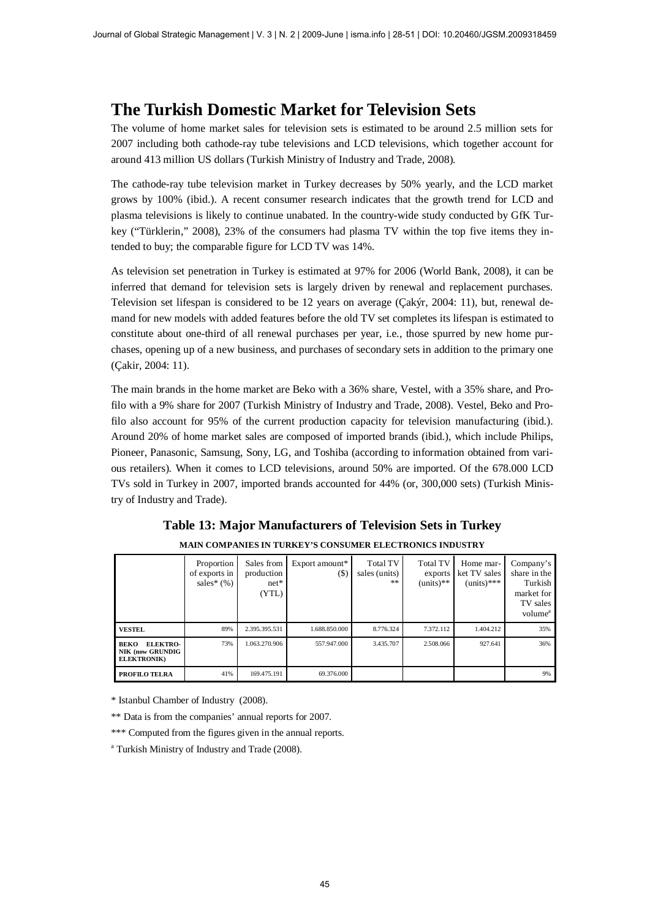## The Turkish Domestic Market for Television Sets

The volume of home market sales for television sets is estimated to be around 2.5 million sets for 2007 including both cathode-ray tube televisions and LCD televisions, which together account for around 413 million US dollars (Turkish Ministry of Industry and Trade, 2008).

The cathode-ray tube television market in Turkey decreases by 50% yearly, and the LCD market grows by 100% (ibid.). A recent consumer research indicates that the growth trend for LCD and plasma televisions is likely to continue unabated. In the country-wide study conducted by GfK Turkey ("Türklerin," 2008), 23% of the consumers had plasma TV within the top five items they intended to buy; the comparable figure for LCD TV was 14%.

As television set penetration in Turkey is estimated at 97% for 2006 (World Bank, 2008), it can be inferred that demand for television sets is largely driven by renewal and replacement purchases. Television set lifespan is considered to be 12 years on average (Çakýr, 2004: 11), but, renewal demand for new models with added features before the old TV set completes its lifespan is estimated to constitute about one-third of all renewal purchases per year, i.e., those spurred by new home purchases, opening up of a new business, and purchases of secondary sets in addition to the primary one (Çakir, 2004: 11).

The main brands in the home market are Beko with a 36% share, Vestel, with a 35% share, and Profilo with a 9% share for 2007 (Turkish Ministry of Industry and Trade, 2008). Vestel, Beko and Profilo also account for 95% of the current production capacity for television manufacturing (ibid.). Around 20% of home market sales are composed of imported brands (ibid.), which include Philips, Pioneer, Panasonic, Samsung, Sony, LG, and Toshiba (according to information obtained from various retailers). When it comes to LCD televisions, around 50% are imported. Of the 678.000 LCD TVs sold in Turkey in 2007, imported brands accounted for 44% (or, 300,000 sets) (Turkish Ministry of Industry and Trade).

**Table 13: Major Manufacturers of Television Sets in Turkey**

**MAIN COMPANIES IN TURKEY'S CONSUMER ELECTRONICS INDUSTRY**

| | Proportion of exports in sales* (%) | Sales from production net* (YTL) | Export amount* ($) | Total TV sales (units) ** | Total TV exports (units)** | Home market TV sales (units)*** | Company's share in the Turkish market for TV sales volume[a] |
|---|---|---|---|---|---|---|---|
| **VESTEL** | 89% | 2.395.395.531 | 1.688.850.000 | 8.776.324 | 7.372.112 | 1.404.212 | 35% |
| **BEKO ELEKTRONIK (now GRUNDIG ELEKTRONIK)** | 73% | 1.063.270.906 | 557.947.000 | 3.435.707 | 2.508.066 | 927.641 | 36% |
| **PROFILO TELRA** | 41% | 169.475.191 | 69.376.000 | | | | 9% |

\* Istanbul Chamber of Industry (2008).

\** Data is from the companies' annual reports for 2007.

\*** Computed from the figures given in the annual reports.

[a] Turkish Ministry of Industry and Trade (2008).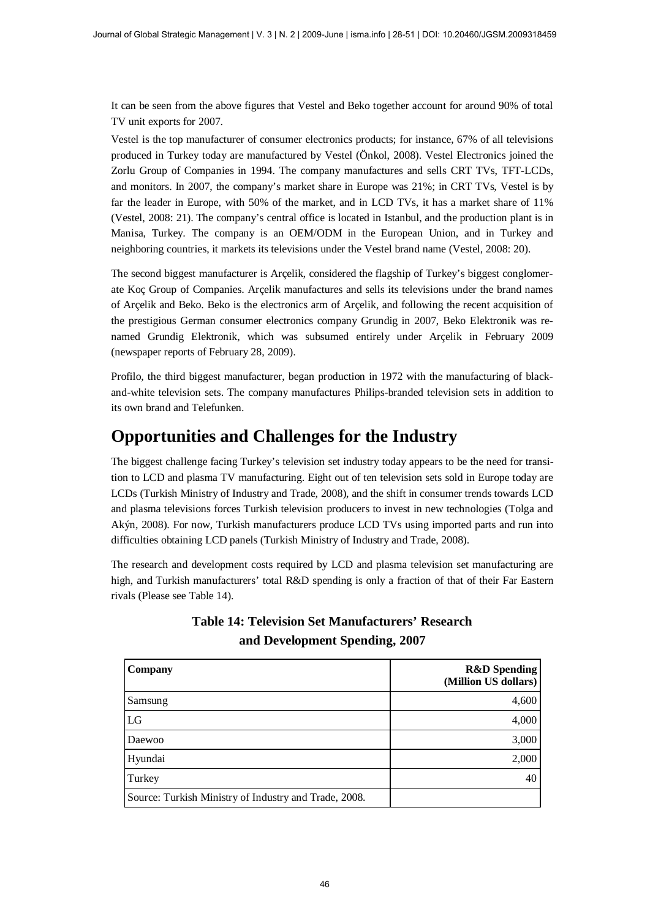It can be seen from the above figures that Vestel and Beko together account for around 90% of total TV unit exports for 2007.

Vestel is the top manufacturer of consumer electronics products; for instance, 67% of all televisions produced in Turkey today are manufactured by Vestel (Önkol, 2008). Vestel Electronics joined the Zorlu Group of Companies in 1994. The company manufactures and sells CRT TVs, TFT-LCDs, and monitors. In 2007, the company's market share in Europe was 21%; in CRT TVs, Vestel is by far the leader in Europe, with 50% of the market, and in LCD TVs, it has a market share of 11% (Vestel, 2008: 21). The company's central office is located in Istanbul, and the production plant is in Manisa, Turkey. The company is an OEM/ODM in the European Union, and in Turkey and neighboring countries, it markets its televisions under the Vestel brand name (Vestel, 2008: 20).

The second biggest manufacturer is Arçelik, considered the flagship of Turkey's biggest conglomerate Koç Group of Companies. Arçelik manufactures and sells its televisions under the brand names of Arçelik and Beko. Beko is the electronics arm of Arçelik, and following the recent acquisition of the prestigious German consumer electronics company Grundig in 2007, Beko Elektronik was renamed Grundig Elektronik, which was subsumed entirely under Arçelik in February 2009 (newspaper reports of February 28, 2009).

Profilo, the third biggest manufacturer, began production in 1972 with the manufacturing of black-and-white television sets. The company manufactures Philips-branded television sets in addition to its own brand and Telefunken.

# Opportunities and Challenges for the Industry

The biggest challenge facing Turkey's television set industry today appears to be the need for transition to LCD and plasma TV manufacturing. Eight out of ten television sets sold in Europe today are LCDs (Turkish Ministry of Industry and Trade, 2008), and the shift in consumer trends towards LCD and plasma televisions forces Turkish television producers to invest in new technologies (Tolga and Akýn, 2008). For now, Turkish manufacturers produce LCD TVs using imported parts and run into difficulties obtaining LCD panels (Turkish Ministry of Industry and Trade, 2008).

The research and development costs required by LCD and plasma television set manufacturing are high, and Turkish manufacturers' total R&D spending is only a fraction of that of their Far Eastern rivals (Please see Table 14).

**Table 14: Television Set Manufacturers' Research and Development Spending, 2007**

| Company | R&D Spending (Million US dollars) |
|---|---|
| Samsung | 4,600 |
| LG | 4,000 |
| Daewoo | 3,000 |
| Hyundai | 2,000 |
| Turkey | 40 |
| Source: Turkish Ministry of Industry and Trade, 2008. | |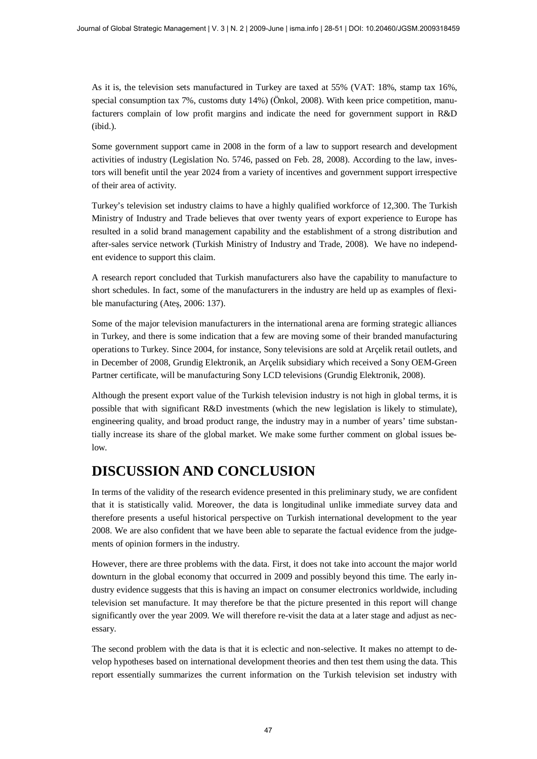As it is, the television sets manufactured in Turkey are taxed at 55% (VAT: 18%, stamp tax 16%, special consumption tax 7%, customs duty 14%) (Önkol, 2008). With keen price competition, manufacturers complain of low profit margins and indicate the need for government support in R&D (ibid.).

Some government support came in 2008 in the form of a law to support research and development activities of industry (Legislation No. 5746, passed on Feb. 28, 2008). According to the law, investors will benefit until the year 2024 from a variety of incentives and government support irrespective of their area of activity.

Turkey's television set industry claims to have a highly qualified workforce of 12,300. The Turkish Ministry of Industry and Trade believes that over twenty years of export experience to Europe has resulted in a solid brand management capability and the establishment of a strong distribution and after-sales service network (Turkish Ministry of Industry and Trade, 2008). We have no independent evidence to support this claim.

A research report concluded that Turkish manufacturers also have the capability to manufacture to short schedules. In fact, some of the manufacturers in the industry are held up as examples of flexible manufacturing (Ateş, 2006: 137).

Some of the major television manufacturers in the international arena are forming strategic alliances in Turkey, and there is some indication that a few are moving some of their branded manufacturing operations to Turkey. Since 2004, for instance, Sony televisions are sold at Arçelik retail outlets, and in December of 2008, Grundig Elektronik, an Arçelik subsidiary which received a Sony OEM-Green Partner certificate, will be manufacturing Sony LCD televisions (Grundig Elektronik, 2008).

Although the present export value of the Turkish television industry is not high in global terms, it is possible that with significant R&D investments (which the new legislation is likely to stimulate), engineering quality, and broad product range, the industry may in a number of years' time substantially increase its share of the global market. We make some further comment on global issues below.

# DISCUSSION AND CONCLUSION

In terms of the validity of the research evidence presented in this preliminary study, we are confident that it is statistically valid. Moreover, the data is longitudinal unlike immediate survey data and therefore presents a useful historical perspective on Turkish international development to the year 2008. We are also confident that we have been able to separate the factual evidence from the judgements of opinion formers in the industry.

However, there are three problems with the data. First, it does not take into account the major world downturn in the global economy that occurred in 2009 and possibly beyond this time. The early industry evidence suggests that this is having an impact on consumer electronics worldwide, including television set manufacture. It may therefore be that the picture presented in this report will change significantly over the year 2009. We will therefore re-visit the data at a later stage and adjust as necessary.

The second problem with the data is that it is eclectic and non-selective. It makes no attempt to develop hypotheses based on international development theories and then test them using the data. This report essentially summarizes the current information on the Turkish television set industry with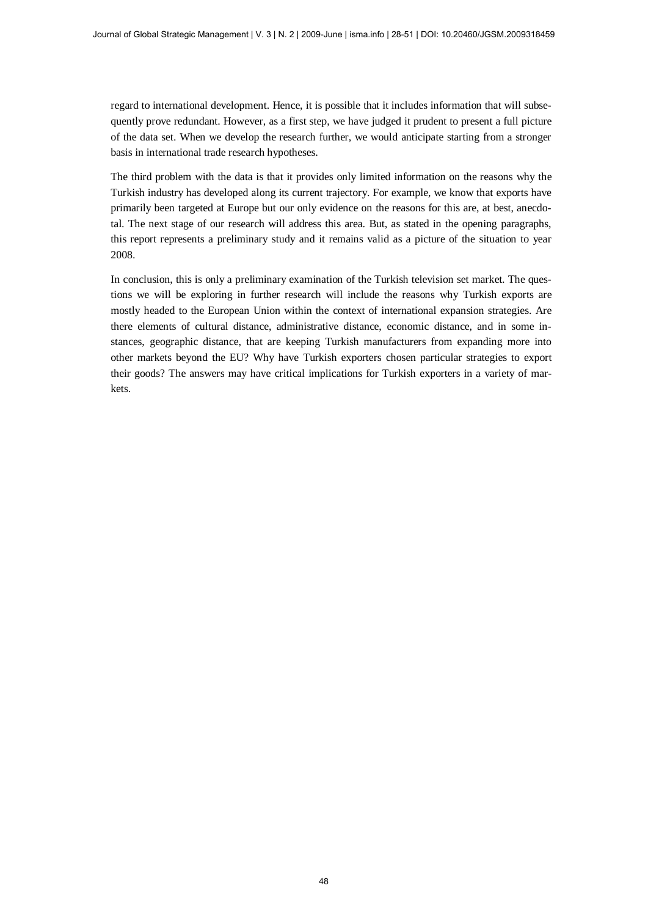regard to international development. Hence, it is possible that it includes information that will subsequently prove redundant. However, as a first step, we have judged it prudent to present a full picture of the data set. When we develop the research further, we would anticipate starting from a stronger basis in international trade research hypotheses.

The third problem with the data is that it provides only limited information on the reasons why the Turkish industry has developed along its current trajectory. For example, we know that exports have primarily been targeted at Europe but our only evidence on the reasons for this are, at best, anecdotal. The next stage of our research will address this area. But, as stated in the opening paragraphs, this report represents a preliminary study and it remains valid as a picture of the situation to year 2008.

In conclusion, this is only a preliminary examination of the Turkish television set market. The questions we will be exploring in further research will include the reasons why Turkish exports are mostly headed to the European Union within the context of international expansion strategies. Are there elements of cultural distance, administrative distance, economic distance, and in some instances, geographic distance, that are keeping Turkish manufacturers from expanding more into other markets beyond the EU? Why have Turkish exporters chosen particular strategies to export their goods? The answers may have critical implications for Turkish exporters in a variety of markets.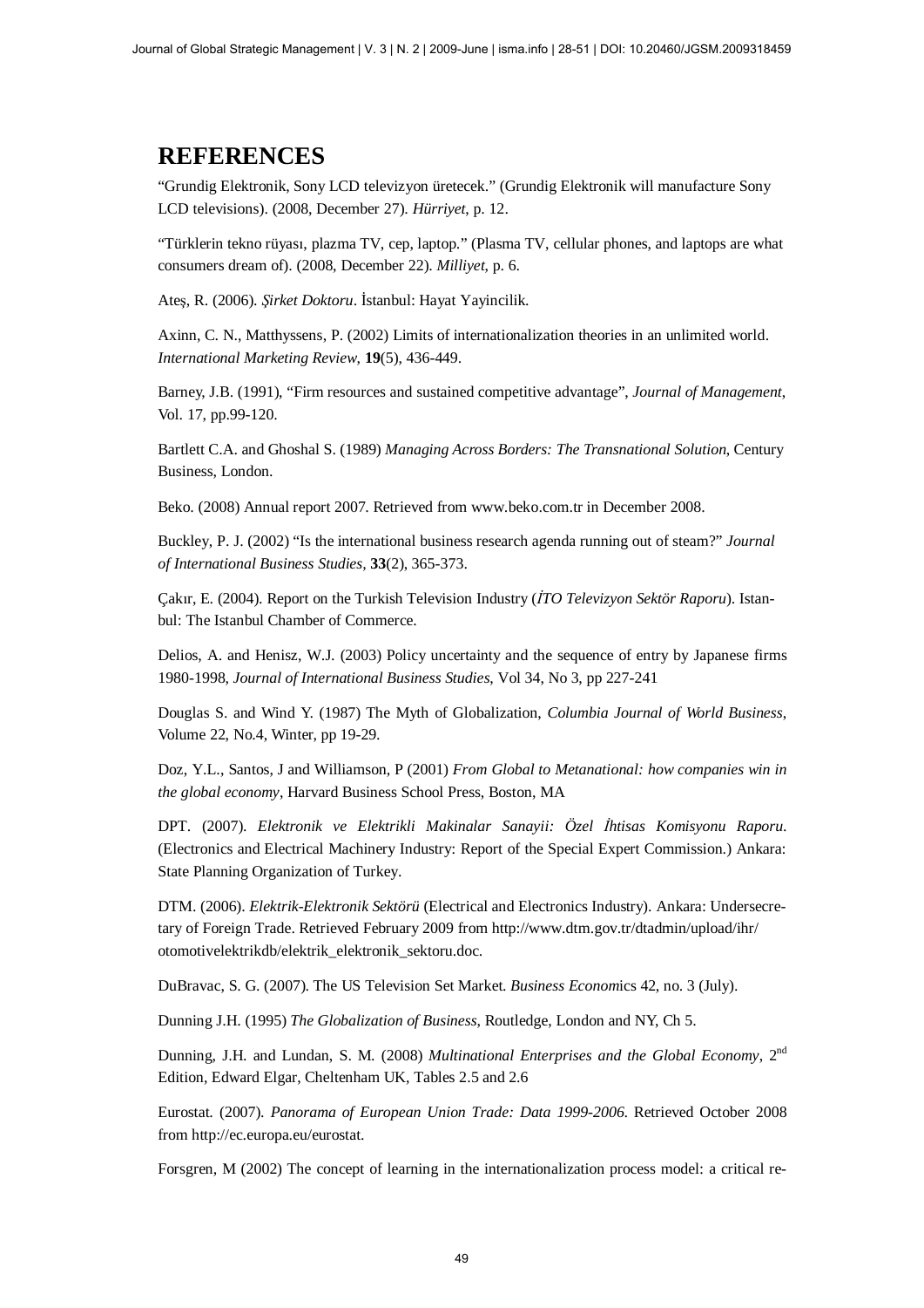## REFERENCES

“Grundig Elektronik, Sony LCD televizyon üretecek.” (Grundig Elektronik will manufacture Sony LCD televisions). (2008, December 27). *Hürriyet*, p. 12.

“Türklerin tekno rüyası, plazma TV, cep, laptop.” (Plasma TV, cellular phones, and laptops are what consumers dream of). (2008, December 22). *Milliyet*, p. 6.

Ateş, R. (2006). *Şirket Doktoru*. İstanbul: Hayat Yayincilik.

Axinn, C. N., Matthyssens, P. (2002) Limits of internationalization theories in an unlimited world. *International Marketing Review*, **19**(5), 436-449.

Barney, J.B. (1991), “Firm resources and sustained competitive advantage”, *Journal of Management*, Vol. 17, pp.99-120.

Bartlett C.A. and Ghoshal S. (1989) *Managing Across Borders: The Transnational Solution*, Century Business, London.

Beko. (2008) Annual report 2007. Retrieved from www.beko.com.tr in December 2008.

Buckley, P. J. (2002) “Is the international business research agenda running out of steam?” *Journal of International Business Studies*, **33**(2), 365-373.

Çakır, E. (2004). Report on the Turkish Television Industry (*İTO Televizyon Sektör Raporu*). Istanbul: The Istanbul Chamber of Commerce.

Delios, A. and Henisz, W.J. (2003) Policy uncertainty and the sequence of entry by Japanese firms 1980-1998, *Journal of International Business Studies*, Vol 34, No 3, pp 227-241

Douglas S. and Wind Y. (1987) The Myth of Globalization, *Columbia Journal of World Business*, Volume 22, No.4, Winter, pp 19-29.

Doz, Y.L., Santos, J and Williamson, P (2001) *From Global to Metanational: how companies win in the global economy*, Harvard Business School Press, Boston, MA

DPT. (2007). *Elektronik ve Elektrikli Makinalar Sanayii: Özel İhtisas Komisyonu Raporu*. (Electronics and Electrical Machinery Industry: Report of the Special Expert Commission.) Ankara: State Planning Organization of Turkey.

DTM. (2006). *Elektrik-Elektronik Sektörü* (Electrical and Electronics Industry). Ankara: Undersecretary of Foreign Trade. Retrieved February 2009 from http://www.dtm.gov.tr/dtadmin/upload/ihr/otomotivelektrikdb/elektrik_elektronik_sektoru.doc.

DuBravac, S. G. (2007). The US Television Set Market. *Business Econom*ics 42, no. 3 (July).

Dunning J.H. (1995) *The Globalization of Business*, Routledge, London and NY, Ch 5.

Dunning, J.H. and Lundan, S. M. (2008) *Multinational Enterprises and the Global Economy*, 2nd Edition, Edward Elgar, Cheltenham UK, Tables 2.5 and 2.6

Eurostat. (2007). *Panorama of European Union Trade: Data 1999-2006*. Retrieved October 2008 from http://ec.europa.eu/eurostat.

Forsgren, M (2002) The concept of learning in the internationalization process model: a critical re-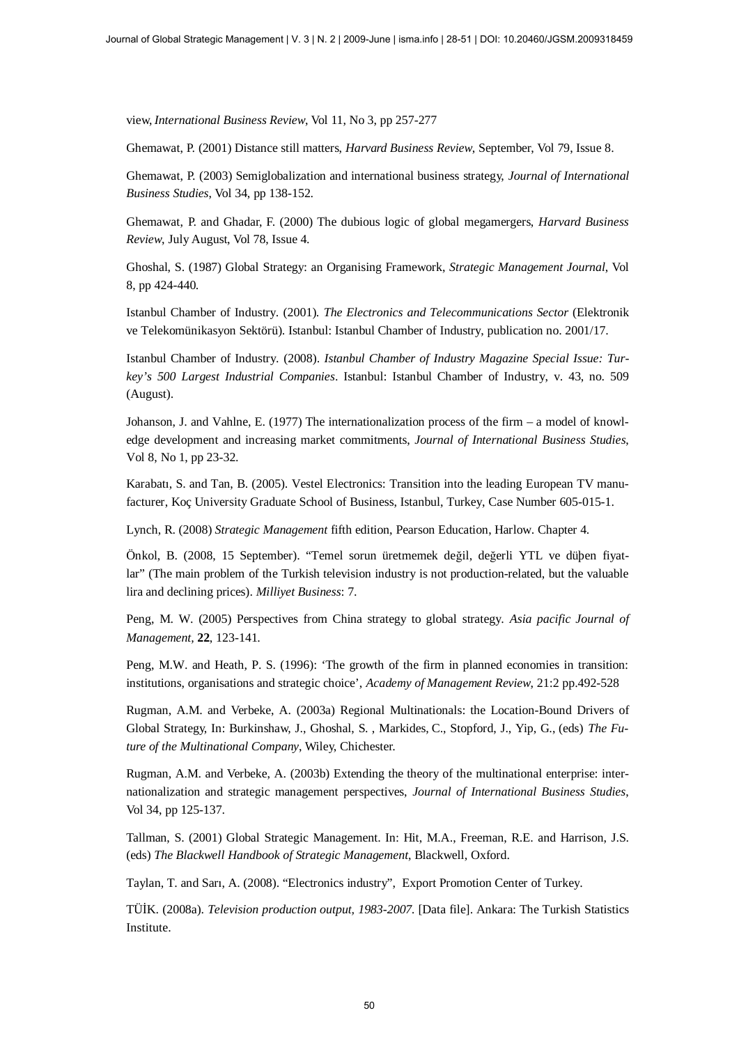view, *International Business Review*, Vol 11, No 3, pp 257-277

Ghemawat, P. (2001) Distance still matters, *Harvard Business Review*, September, Vol 79, Issue 8.

Ghemawat, P. (2003) Semiglobalization and international business strategy, *Journal of International Business Studies*, Vol 34, pp 138-152.

Ghemawat, P. and Ghadar, F. (2000) The dubious logic of global megamergers, *Harvard Business Review*, July August, Vol 78, Issue 4.

Ghoshal, S. (1987) Global Strategy: an Organising Framework, *Strategic Management Journal*, Vol 8, pp 424-440.

Istanbul Chamber of Industry. (2001). *The Electronics and Telecommunications Sector* (Elektronik ve Telekomünikasyon Sektörü). Istanbul: Istanbul Chamber of Industry, publication no. 2001/17.

Istanbul Chamber of Industry. (2008). *Istanbul Chamber of Industry Magazine Special Issue: Turkey's 500 Largest Industrial Companies*. Istanbul: Istanbul Chamber of Industry, v. 43, no. 509 (August).

Johanson, J. and Vahlne, E. (1977) The internationalization process of the firm – a model of knowledge development and increasing market commitments, *Journal of International Business Studies*, Vol 8, No 1, pp 23-32.

Karabatı, S. and Tan, B. (2005). Vestel Electronics: Transition into the leading European TV manufacturer, Koç University Graduate School of Business, Istanbul, Turkey, Case Number 605-015-1.

Lynch, R. (2008) *Strategic Management* fifth edition, Pearson Education, Harlow. Chapter 4.

Önkol, B. (2008, 15 September). "Temel sorun üretmemek değil, değerli YTL ve düþen fiyatlar" (The main problem of the Turkish television industry is not production-related, but the valuable lira and declining prices). *Milliyet Business*: 7.

Peng, M. W. (2005) Perspectives from China strategy to global strategy. *Asia pacific Journal of Management*, **22**, 123-141.

Peng, M.W. and Heath, P. S. (1996): 'The growth of the firm in planned economies in transition: institutions, organisations and strategic choice', *Academy of Management Review*, 21:2 pp.492-528

Rugman, A.M. and Verbeke, A. (2003a) Regional Multinationals: the Location-Bound Drivers of Global Strategy, In: Burkinshaw, J., Ghoshal, S. , Markides, C., Stopford, J., Yip, G., (eds) *The Future of the Multinational Company*, Wiley, Chichester.

Rugman, A.M. and Verbeke, A. (2003b) Extending the theory of the multinational enterprise: internationalization and strategic management perspectives, *Journal of International Business Studies*, Vol 34, pp 125-137.

Tallman, S. (2001) Global Strategic Management. In: Hit, M.A., Freeman, R.E. and Harrison, J.S. (eds) *The Blackwell Handbook of Strategic Management*, Blackwell, Oxford.

Taylan, T. and Sarı, A. (2008). "Electronics industry", Export Promotion Center of Turkey.

TÜİK. (2008a). *Television production output, 1983-2007*. [Data file]. Ankara: The Turkish Statistics Institute.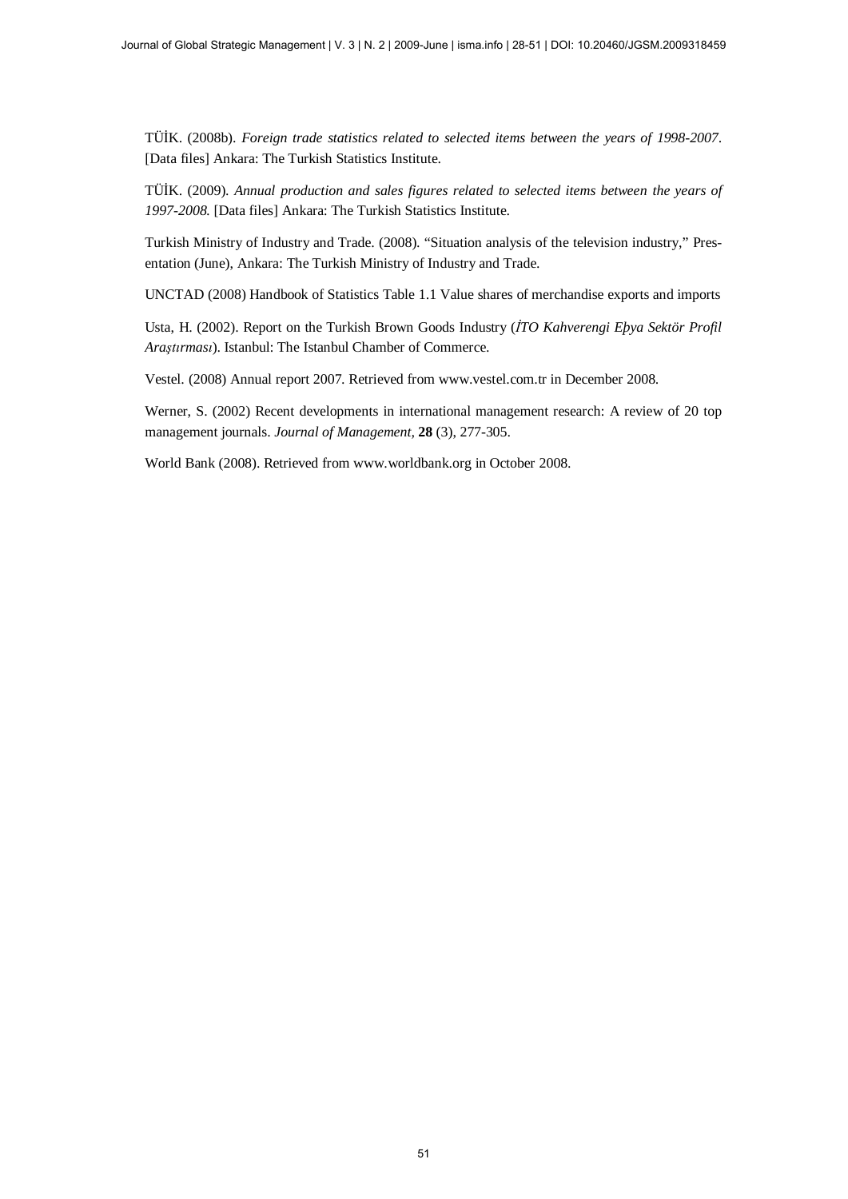TÜİK. (2008b). *Foreign trade statistics related to selected items between the years of 1998-2007*. [Data files] Ankara: The Turkish Statistics Institute.

TÜİK. (2009). *Annual production and sales figures related to selected items between the years of 1997-2008.* [Data files] Ankara: The Turkish Statistics Institute.

Turkish Ministry of Industry and Trade. (2008). "Situation analysis of the television industry," Presentation (June), Ankara: The Turkish Ministry of Industry and Trade.

UNCTAD (2008) Handbook of Statistics Table 1.1 Value shares of merchandise exports and imports

Usta, H. (2002). Report on the Turkish Brown Goods Industry (*İTO Kahverengi Eþya Sektör Profil Araştırması*). Istanbul: The Istanbul Chamber of Commerce.

Vestel. (2008) Annual report 2007. Retrieved from www.vestel.com.tr in December 2008.

Werner, S. (2002) Recent developments in international management research: A review of 20 top management journals. *Journal of Management*, **28** (3), 277-305.

World Bank (2008). Retrieved from www.worldbank.org in October 2008.